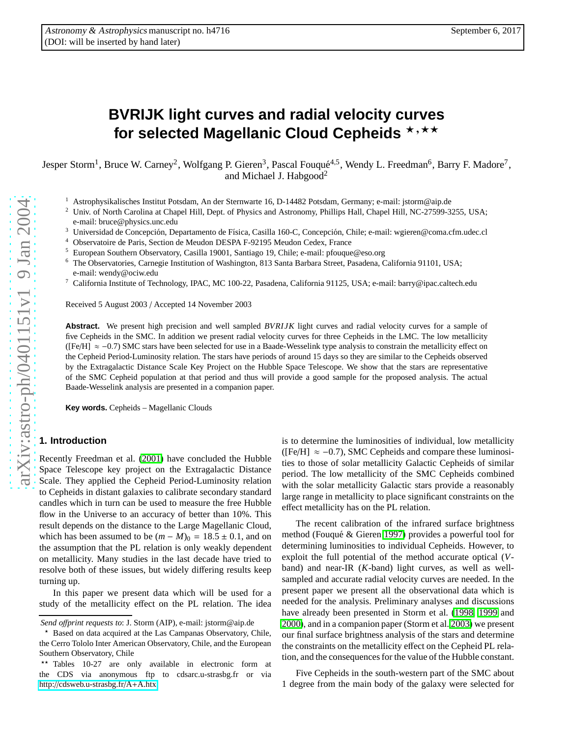# BVRIJK light curves and radial velocity curves for selected Magellanic Cloud Cepheids ⋆,⋆⋆

Jesper Storm[1], Bruce W. Carney[2], Wolfgang P. Gieren[3], Pascal Fouqué[4,5], Wendy L. Freedman[6], Barry F. Madore[7], and Michael J. Habgood[2]

[1] Astrophysikalisches Institut Potsdam, An der Sternwarte 16, D-14482 Potsdam, Germany; e-mail: jstorm@aip.de
[2] Univ. of North Carolina at Chapel Hill, Dept. of Physics and Astronomy, Phillips Hall, Chapel Hill, NC-27599-3255, USA; e-mail: bruce@physics.unc.edu
[3] Universidad de Concepción, Departamento de Física, Casilla 160-C, Concepción, Chile; e-mail: wgieren@coma.cfm.udec.cl
[4] Observatoire de Paris, Section de Meudon DESPA F-92195 Meudon Cedex, France
[5] European Southern Observatory, Casilla 19001, Santiago 19, Chile; e-mail: pfouque@eso.org
[6] The Observatories, Carnegie Institution of Washington, 813 Santa Barbara Street, Pasadena, California 91101, USA; e-mail: wendy@ociw.edu
[7] California Institute of Technology, IPAC, MC 100-22, Pasadena, California 91125, USA; e-mail: barry@ipac.caltech.edu

Received 5 August 2003 / Accepted 14 November 2003

**Abstract.** We present high precision and well sampled *BVRIJK* light curves and radial velocity curves for a sample of five Cepheids in the SMC. In addition we present radial velocity curves for three Cepheids in the LMC. The low metallicity ($[Fe/H] \approx -0.7$) SMC stars have been selected for use in a Baade-Wesselink type analysis to constrain the metallicity effect on the Cepheid Period-Luminosity relation. The stars have periods of around 15 days so they are similar to the Cepheids observed by the Extragalactic Distance Scale Key Project on the Hubble Space Telescope. We show that the stars are representative of the SMC Cepheid population at that period and thus will provide a good sample for the proposed analysis. The actual Baade-Wesselink analysis are presented in a companion paper.

**Key words.** Cepheids – Magellanic Clouds

## 1. Introduction

Recently Freedman et al. (2001) have concluded the Hubble Space Telescope key project on the Extragalactic Distance Scale. They applied the Cepheid Period-Luminosity relation to Cepheids in distant galaxies to calibrate secondary standard candles which in turn can be used to measure the free Hubble flow in the Universe to an accuracy of better than 10%. This result depends on the distance to the Large Magellanic Cloud, which has been assumed to be $(m - M)_0 = 18.5 \pm 0.1$, and on the assumption that the PL relation is only weakly dependent on metallicity. Many studies in the last decade have tried to resolve both of these issues, but widely differing results keep turning up.

In this paper we present data which will be used for a study of the metallicity effect on the PL relation. The idea is to determine the luminosities of individual, low metallicity ($[Fe/H] \approx -0.7$), SMC Cepheids and compare these luminosities to those of solar metallicity Galactic Cepheids of similar period. The low metallicity of the SMC Cepheids combined with the solar metallicity Galactic stars provide a reasonably large range in metallicity to place significant constraints on the effect metallicity has on the PL relation.

The recent calibration of the infrared surface brightness method (Fouqué & Gieren 1997) provides a powerful tool for determining luminosities to individual Cepheids. However, to exploit the full potential of the method accurate optical ($V$-band) and near-IR ($K$-band) light curves, as well as well-sampled and accurate radial velocity curves are needed. In the present paper we present all the observational data which is needed for the analysis. Preliminary analyses and discussions have already been presented in Storm et al. (1998, 1999 and 2000), and in a companion paper (Storm et al. 2003) we present our final surface brightness analysis of the stars and determine the constraints on the metallicity effect on the Cepheid PL relation, and the consequences for the value of the Hubble constant.

Five Cepheids in the south-western part of the SMC about 1 degree from the main body of the galaxy were selected for

---

*Send offprint requests to*: J. Storm (AIP), e-mail: jstorm@aip.de

⋆ Based on data acquired at the Las Campanas Observatory, Chile, the Cerro Tololo Inter American Observatory, Chile, and the European Southern Observatory, Chile

⋆⋆ Tables 10-27 are only available in electronic form at the CDS via anonymous ftp to cdsarc.u-strasbg.fr or via http://cdsweb.u-strasbg.fr/A+A.htx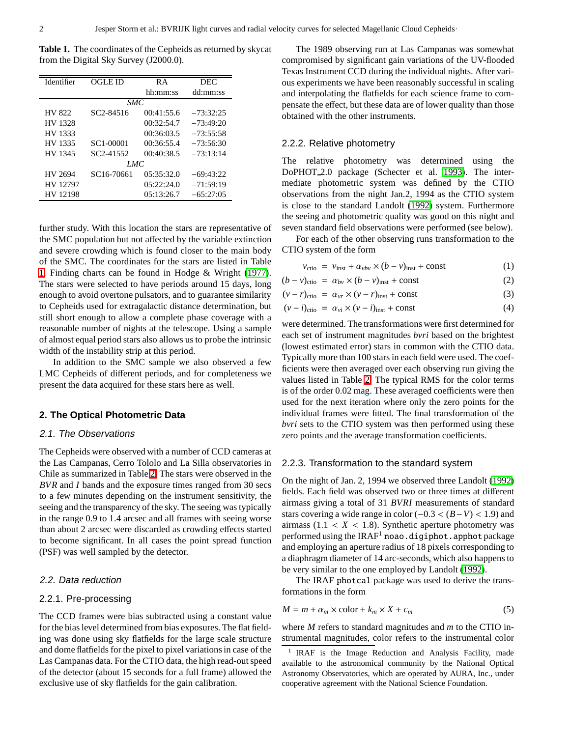**Table 1.** The coordinates of the Cepheids as returned by skycat from the Digital Sky Survey (J2000.0).

| Identifier | OGLE ID | RA | DEC |
|---|---|---|---|
| | | hh:mm:ss | dd:mm:ss |
| | | *SMC* | |
| HV 822 | SC2-84516 | 00:41:55.6 | −73:32:25 |
| HV 1328 | | 00:32:54.7 | −73:49:20 |
| HV 1333 | | 00:36:03.5 | −73:55:58 |
| HV 1335 | SC1-00001 | 00:36:55.4 | −73:56:30 |
| HV 1345 | SC2-41552 | 00:40:38.5 | −73:13:14 |
| | | *LMC* | |
| HV 2694 | SC16-70661 | 05:35:32.0 | −69:43:22 |
| HV 12797 | | 05:22:24.0 | −71:59:19 |
| HV 12198 | | 05:13:26.7 | −65:27:05 |

further study. With this location the stars are representative of the SMC population but not affected by the variable extinction and severe crowding which is found closer to the main body of the SMC. The coordinates for the stars are listed in Table 1. Finding charts can be found in Hodge & Wright (1977). The stars were selected to have periods around 15 days, long enough to avoid overtone pulsators, and to guarantee similarity to Cepheids used for extragalactic distance determination, but still short enough to allow a complete phase coverage with a reasonable number of nights at the telescope. Using a sample of almost equal period stars also allows us to probe the intrinsic width of the instability strip at this period.

In addition to the SMC sample we also observed a few LMC Cepheids of different periods, and for completeness we present the data acquired for these stars here as well.

## 2. The Optical Photometric Data

### 2.1. The Observations

The Cepheids were observed with a number of CCD cameras at the Las Campanas, Cerro Tololo and La Silla observatories in Chile as summarized in Table 2. The stars were observed in the *BVR* and *I* bands and the exposure times ranged from 30 secs to a few minutes depending on the instrument sensitivity, the seeing and the transparency of the sky. The seeing was typically in the range 0.9 to 1.4 arcsec and all frames with seeing worse than about 2 arcsec were discarded as crowding effects started to become significant. In all cases the point spread function (PSF) was well sampled by the detector.

### 2.2. Data reduction

#### 2.2.1. Pre-processing

The CCD frames were bias subtracted using a constant value for the bias level determined from bias exposures. The flat fielding was done using sky flatfields for the large scale structure and dome flatfields for the pixel to pixel variations in case of the Las Campanas data. For the CTIO data, the high read-out speed of the detector (about 15 seconds for a full frame) allowed the exclusive use of sky flatfields for the gain calibration.

The 1989 observing run at Las Campanas was somewhat compromised by significant gain variations of the UV-flooded Texas Instrument CCD during the individual nights. After various experiments we have been reasonably successful in scaling and interpolating the flatfields for each science frame to compensate the effect, but these data are of lower quality than those obtained with the other instruments.

#### 2.2.2. Relative photometry

The relative photometry was determined using the DoPHOT_2.0 package (Schecter et al. 1993). The intermediate photometric system was defined by the CTIO observations from the night Jan.2, 1994 as the CTIO system is close to the standard Landolt (1992) system. Furthermore the seeing and photometric quality was good on this night and seven standard field observations were performed (see below).

For each of the other observing runs transformation to the CTIO system of the form

$$v_{\rm ctio} = v_{\rm inst} + \alpha_{vbv} \times (b-v)_{\rm inst} + {\rm const} \quad (1)$$

$$(b-v)_{\rm ctio} = \alpha_{bv} \times (b-v)_{\rm inst} + {\rm const} \quad (2)$$

$$(v-r)_{\rm ctio} = \alpha_{vr} \times (v-r)_{\rm inst} + {\rm const} \quad (3)$$

$$(v-i)_{\rm ctio} = \alpha_{vi} \times (v-i)_{\rm inst} + {\rm const} \quad (4)$$

were determined. The transformations were first determined for each set of instrument magnitudes *bvri* based on the brightest (lowest estimated error) stars in common with the CTIO data. Typically more than 100 stars in each field were used. The coefficients were then averaged over each observing run giving the values listed in Table 2. The typical RMS for the color terms is of the order 0.02 mag. These averaged coefficients were then used for the next iteration where only the zero points for the individual frames were fitted. The final transformation of the *bvri* sets to the CTIO system was then performed using these zero points and the average transformation coefficients.

#### 2.2.3. Transformation to the standard system

On the night of Jan. 2, 1994 we observed three Landolt (1992) fields. Each field was observed two or three times at different airmass giving a total of 31 *BVRI* measurements of standard stars covering a wide range in color ($-0.3 < (B-V) < 1.9$) and airmass ($1.1 < X < 1.8$). Synthetic aperture photometry was performed using the IRAF[1] `noao.digiphot.apphot` package and employing an aperture radius of 18 pixels corresponding to a diaphragm diameter of 14 arc-seconds, which also happens to be very similar to the one employed by Landolt (1992).

The IRAF `photcal` package was used to derive the transformations in the form

$$M = m + \alpha_m \times {\rm color} + k_m \times X + c_m \quad (5)$$

where *M* refers to standard magnitudes and *m* to the CTIO instrumental magnitudes, color refers to the instrumental color

[1] IRAF is the Image Reduction and Analysis Facility, made available to the astronomical community by the National Optical Astronomy Observatories, which are operated by AURA, Inc., under cooperative agreement with the National Science Foundation.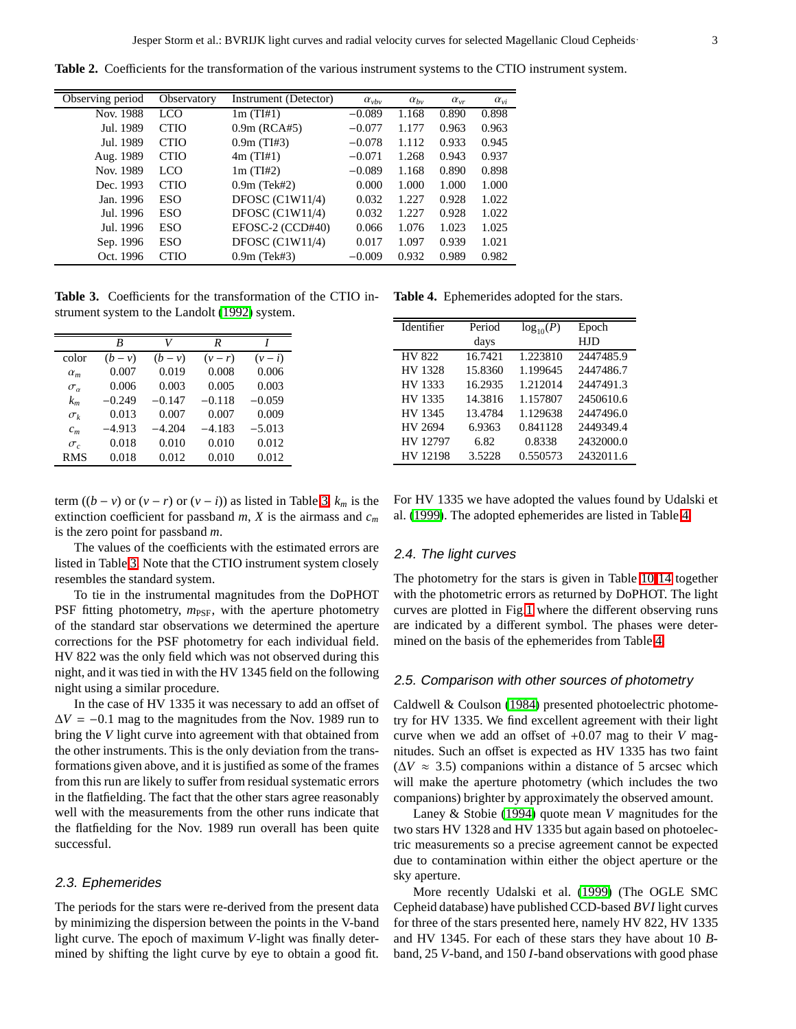**Table 2.** Coefficients for the transformation of the various instrument systems to the CTIO instrument system.

| Observing period | Observatory | Instrument (Detector) | $\alpha_{vbv}$ | $\alpha_{bv}$ | $\alpha_{vr}$ | $\alpha_{vi}$ |
|---|---|---|---|---|---|---|
| Nov. 1988 | LCO | 1m (TI#1) | −0.089 | 1.168 | 0.890 | 0.898 |
| Jul. 1989 | CTIO | 0.9m (RCA#5) | −0.077 | 1.177 | 0.963 | 0.963 |
| Jul. 1989 | CTIO | 0.9m (TI#3) | −0.078 | 1.112 | 0.933 | 0.945 |
| Aug. 1989 | CTIO | 4m (TI#1) | −0.071 | 1.268 | 0.943 | 0.937 |
| Nov. 1989 | LCO | 1m (TI#2) | −0.089 | 1.168 | 0.890 | 0.898 |
| Dec. 1993 | CTIO | 0.9m (Tek#2) | 0.000 | 1.000 | 1.000 | 1.000 |
| Jan. 1996 | ESO | DFOSC (C1W11/4) | 0.032 | 1.227 | 0.928 | 1.022 |
| Jul. 1996 | ESO | DFOSC (C1W11/4) | 0.032 | 1.227 | 0.928 | 1.022 |
| Jul. 1996 | ESO | EFOSC-2 (CCD#40) | 0.066 | 1.076 | 1.023 | 1.025 |
| Sep. 1996 | ESO | DFOSC (C1W11/4) | 0.017 | 1.097 | 0.939 | 1.021 |
| Oct. 1996 | CTIO | 0.9m (Tek#3) | −0.009 | 0.932 | 0.989 | 0.982 |

**Table 3.** Coefficients for the transformation of the CTIO instrument system to the Landolt (1992) system.

| | $B$ | $V$ | $R$ | $I$ |
|---|---|---|---|---|
| color | $(b-v)$ | $(b-v)$ | $(v-r)$ | $(v-i)$ |
| $\alpha_m$ | 0.007 | 0.019 | 0.008 | 0.006 |
| $\sigma_\alpha$ | 0.006 | 0.003 | 0.005 | 0.003 |
| $k_m$ | −0.249 | −0.147 | −0.118 | −0.059 |
| $\sigma_k$ | 0.013 | 0.007 | 0.007 | 0.009 |
| $c_m$ | −4.913 | −4.204 | −4.183 | −5.013 |
| $\sigma_c$ | 0.018 | 0.010 | 0.010 | 0.012 |
| RMS | 0.018 | 0.012 | 0.010 | 0.012 |

term ($(b-v)$ or $(v-r)$ or $(v-i)$) as listed in Table 3. $k_m$ is the extinction coefficient for passband $m$, $X$ is the airmass and $c_m$ is the zero point for passband $m$.

The values of the coefficients with the estimated errors are listed in Table 3. Note that the CTIO instrument system closely resembles the standard system.

To tie in the instrumental magnitudes from the DoPHOT PSF fitting photometry, $m_{\rm PSF}$, with the aperture photometry of the standard star observations we determined the aperture corrections for the PSF photometry for each individual field. HV 822 was the only field which was not observed during this night, and it was tied in with the HV 1345 field on the following night using a similar procedure.

In the case of HV 1335 it was necessary to add an offset of $\Delta V = -0.1$ mag to the magnitudes from the Nov. 1989 run to bring the $V$ light curve into agreement with that obtained from the other instruments. This is the only deviation from the transformations given above, and it is justified as some of the frames from this run are likely to suffer from residual systematic errors in the flatfielding. The fact that the other stars agree reasonably well with the measurements from the other runs indicate that the flatfielding for the Nov. 1989 run overall has been quite successful.

### 2.3. Ephemerides

The periods for the stars were re-derived from the present data by minimizing the dispersion between the points in the V-band light curve. The epoch of maximum $V$-light was finally determined by shifting the light curve by eye to obtain a good fit. For HV 1335 we have adopted the values found by Udalski et al. (1999). The adopted ephemerides are listed in Table 4.

**Table 4.** Ephemerides adopted for the stars.

| Identifier | Period days | $\log_{10}(P)$ | Epoch HJD |
|---|---|---|---|
| HV 822 | 16.7421 | 1.223810 | 2447485.9 |
| HV 1328 | 15.8360 | 1.199645 | 2447486.7 |
| HV 1333 | 16.2935 | 1.212014 | 2447491.3 |
| HV 1335 | 14.3816 | 1.157807 | 2450610.6 |
| HV 1345 | 13.4784 | 1.129638 | 2447496.0 |
| HV 2694 | 6.9363 | 0.841128 | 2449349.4 |
| HV 12797 | 6.82 | 0.8338 | 2432000.0 |
| HV 12198 | 3.5228 | 0.550573 | 2432011.6 |

### 2.4. The light curves

The photometry for the stars is given in Table 10-14 together with the photometric errors as returned by DoPHOT. The light curves are plotted in Fig. 1 where the different observing runs are indicated by a different symbol. The phases were determined on the basis of the ephemerides from Table 4.

### 2.5. Comparison with other sources of photometry

Caldwell & Coulson (1984) presented photoelectric photometry for HV 1335. We find excellent agreement with their light curve when we add an offset of +0.07 mag to their $V$ magnitudes. Such an offset is expected as HV 1335 has two faint ($\Delta V \approx 3.5$) companions within a distance of 5 arcsec which will make the aperture photometry (which includes the two companions) brighter by approximately the observed amount.

Laney & Stobie (1994) quote mean $V$ magnitudes for the two stars HV 1328 and HV 1335 but again based on photoelectric measurements so a precise agreement cannot be expected due to contamination within either the object aperture or the sky aperture.

More recently Udalski et al. (1999) (The OGLE SMC Cepheid database) have published CCD-based $BVI$ light curves for three of the stars presented here, namely HV 822, HV 1335 and HV 1345. For each of these stars they have about 10 $B$-band, 25 $V$-band, and 150 $I$-band observations with good phase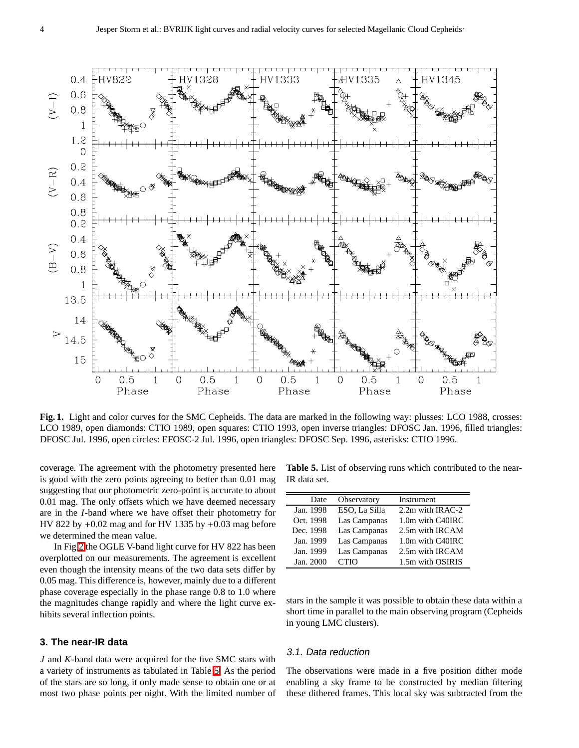**Fig. 1.** Light and color curves for the SMC Cepheids. The data are marked in the following way: plusses: LCO 1988, crosses: LCO 1989, open diamonds: CTIO 1989, open squares: CTIO 1993, open inverse triangles: DFOSC Jan. 1996, filled triangles: DFOSC Jul. 1996, open circles: EFOSC-2 Jul. 1996, open triangles: DFOSC Sep. 1996, asterisks: CTIO 1996.

coverage. The agreement with the photometry presented here is good with the zero points agreeing to better than 0.01 mag suggesting that our photometric zero-point is accurate to about 0.01 mag. The only offsets which we have deemed necessary are in the $I$-band where we have offset their photometry for HV 822 by +0.02 mag and for HV 1335 by +0.03 mag before we determined the mean value.

In Fig 2 the OGLE V-band light curve for HV 822 has been overplotted on our measurements. The agreement is excellent even though the intensity means of the two data sets differ by 0.05 mag. This difference is, however, mainly due to a different phase coverage especially in the phase range 0.8 to 1.0 where the magnitudes change rapidly and where the light curve exhibits several inflection points.

## 3. The near-IR data

$J$ and $K$-band data were acquired for the five SMC stars with a variety of instruments as tabulated in Table 5. As the period of the stars are so long, it only made sense to obtain one or at most two phase points per night. With the limited number of stars in the sample it was possible to obtain these data within a short time in parallel to the main observing program (Cepheids in young LMC clusters).

**Table 5.** List of observing runs which contributed to the near-IR data set.

| Date | Observatory | Instrument |
|---|---|---|
| Jan. 1998 | ESO, La Silla | 2.2m with IRAC-2 |
| Oct. 1998 | Las Campanas | 1.0m with C40IRC |
| Dec. 1998 | Las Campanas | 2.5m with IRCAM |
| Jan. 1999 | Las Campanas | 1.0m with C40IRC |
| Jan. 1999 | Las Campanas | 2.5m with IRCAM |
| Jan. 2000 | CTIO | 1.5m with OSIRIS |

### 3.1. Data reduction

The observations were made in a five position dither mode enabling a sky frame to be constructed by median filtering these dithered frames. This local sky was subtracted from the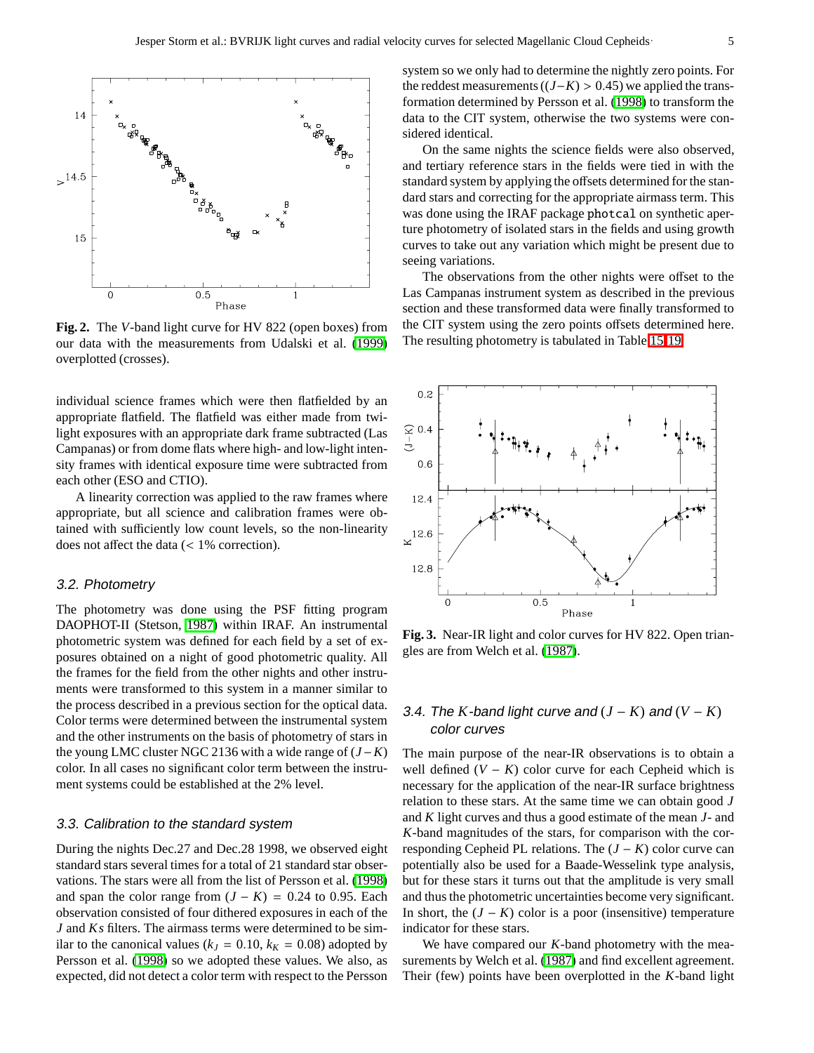**Fig. 2.** The *V*-band light curve for HV 822 (open boxes) from our data with the measurements from Udalski et al. (1999) overplotted (crosses).

individual science frames which were then flatfielded by an appropriate flatfield. The flatfield was either made from twilight exposures with an appropriate dark frame subtracted (Las Campanas) or from dome flats where high- and low-light intensity frames with identical exposure time were subtracted from each other (ESO and CTIO).

A linearity correction was applied to the raw frames where appropriate, but all science and calibration frames were obtained with sufficiently low count levels, so the non-linearity does not affect the data (< 1% correction).

### 3.2. Photometry

The photometry was done using the PSF fitting program DAOPHOT-II (Stetson, 1987) within IRAF. An instrumental photometric system was defined for each field by a set of exposures obtained on a night of good photometric quality. All the frames for the field from the other nights and other instruments were transformed to this system in a manner similar to the process described in a previous section for the optical data. Color terms were determined between the instrumental system and the other instruments on the basis of photometry of stars in the young LMC cluster NGC 2136 with a wide range of $(J-K)$ color. In all cases no significant color term between the instrument systems could be established at the 2% level.

### 3.3. Calibration to the standard system

During the nights Dec.27 and Dec.28 1998, we observed eight standard stars several times for a total of 21 standard star observations. The stars were all from the list of Persson et al. (1998) and span the color range from $(J-K) = 0.24$ to 0.95. Each observation consisted of four dithered exposures in each of the *J* and *Ks* filters. The airmass terms were determined to be similar to the canonical values ($k_J = 0.10$, $k_K = 0.08$) adopted by Persson et al. (1998) so we adopted these values. We also, as expected, did not detect a color term with respect to the Persson system so we only had to determine the nightly zero points. For the reddest measurements ($(J-K) > 0.45$) we applied the transformation determined by Persson et al. (1998) to transform the data to the CIT system, otherwise the two systems were considered identical.

On the same nights the science fields were also observed, and tertiary reference stars in the fields were tied in with the standard system by applying the offsets determined for the standard stars and correcting for the appropriate airmass term. This was done using the IRAF package `photcal` on synthetic aperture photometry of isolated stars in the fields and using growth curves to take out any variation which might be present due to seeing variations.

The observations from the other nights were offset to the Las Campanas instrument system as described in the previous section and these transformed data were finally transformed to the CIT system using the zero points offsets determined here. The resulting photometry is tabulated in Table 15-19.

**Fig. 3.** Near-IR light and color curves for HV 822. Open triangles are from Welch et al. (1987).

### 3.4. The *K*-band light curve and $(J-K)$ and $(V-K)$ color curves

The main purpose of the near-IR observations is to obtain a well defined $(V-K)$ color curve for each Cepheid which is necessary for the application of the near-IR surface brightness relation to these stars. At the same time we can obtain good *J* and *K* light curves and thus a good estimate of the mean *J*- and *K*-band magnitudes of the stars, for comparison with the corresponding Cepheid PL relations. The $(J-K)$ color curve can potentially also be used for a Baade-Wesselink type analysis, but for these stars it turns out that the amplitude is very small and thus the photometric uncertainties become very significant. In short, the $(J-K)$ color is a poor (insensitive) temperature indicator for these stars.

We have compared our *K*-band photometry with the measurements by Welch et al. (1987) and find excellent agreement. Their (few) points have been overplotted in the *K*-band light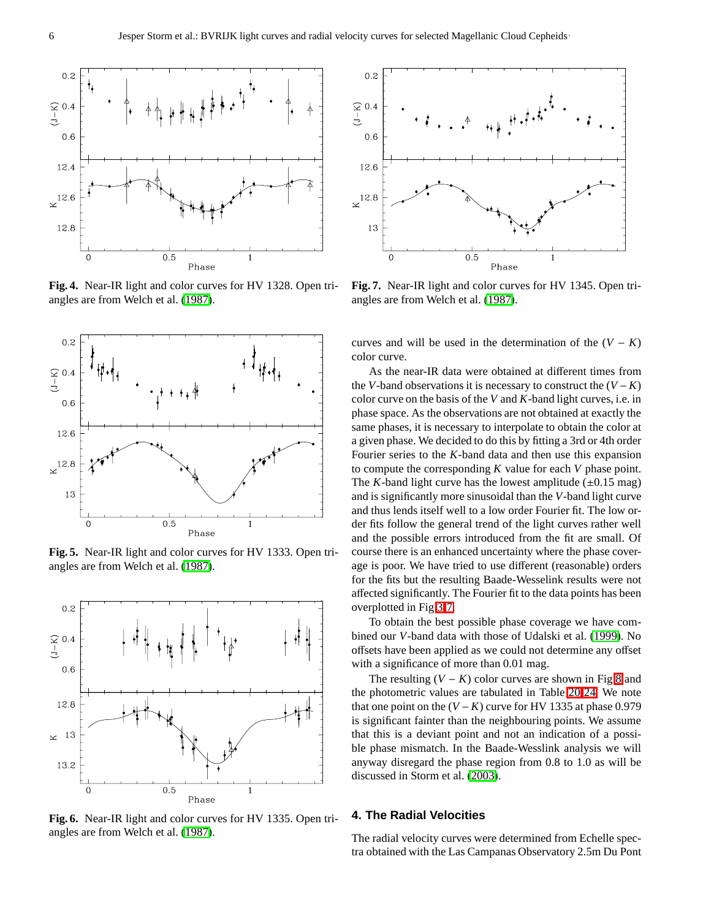**Fig. 4.** Near-IR light and color curves for HV 1328. Open triangles are from Welch et al. (1987).

**Fig. 5.** Near-IR light and color curves for HV 1333. Open triangles are from Welch et al. (1987).

**Fig. 6.** Near-IR light and color curves for HV 1335. Open triangles are from Welch et al. (1987).

**Fig. 7.** Near-IR light and color curves for HV 1345. Open triangles are from Welch et al. (1987).

curves and will be used in the determination of the $(V - K)$ color curve.

As the near-IR data were obtained at different times from the $V$-band observations it is necessary to construct the $(V - K)$ color curve on the basis of the $V$ and $K$-band light curves, i.e. in phase space. As the observations are not obtained at exactly the same phases, it is necessary to interpolate to obtain the color at a given phase. We decided to do this by fitting a 3rd or 4th order Fourier series to the $K$-band data and then use this expansion to compute the corresponding $K$ value for each $V$ phase point. The $K$-band light curve has the lowest amplitude ($\pm$0.15 mag) and is significantly more sinusoidal than the $V$-band light curve and thus lends itself well to a low order Fourier fit. The low order fits follow the general trend of the light curves rather well and the possible errors introduced from the fit are small. Of course there is an enhanced uncertainty where the phase coverage is poor. We have tried to use different (reasonable) orders for the fits but the resulting Baade-Wesselink results were not affected significantly. The Fourier fit to the data points has been overplotted in Fig 3-7.

To obtain the best possible phase coverage we have combined our $V$-band data with those of Udalski et al. (1999). No offsets have been applied as we could not determine any offset with a significance of more than 0.01 mag.

The resulting $(V - K)$ color curves are shown in Fig 8 and the photometric values are tabulated in Table 20-24. We note that one point on the $(V - K)$ curve for HV 1335 at phase 0.979 is significant fainter than the neighbouring points. We assume that this is a deviant point and not an indication of a possible phase mismatch. In the Baade-Wesslink analysis we will anyway disregard the phase region from 0.8 to 1.0 as will be discussed in Storm et al. (2003).

## 4. The Radial Velocities

The radial velocity curves were determined from Echelle spectra obtained with the Las Campanas Observatory 2.5m Du Pont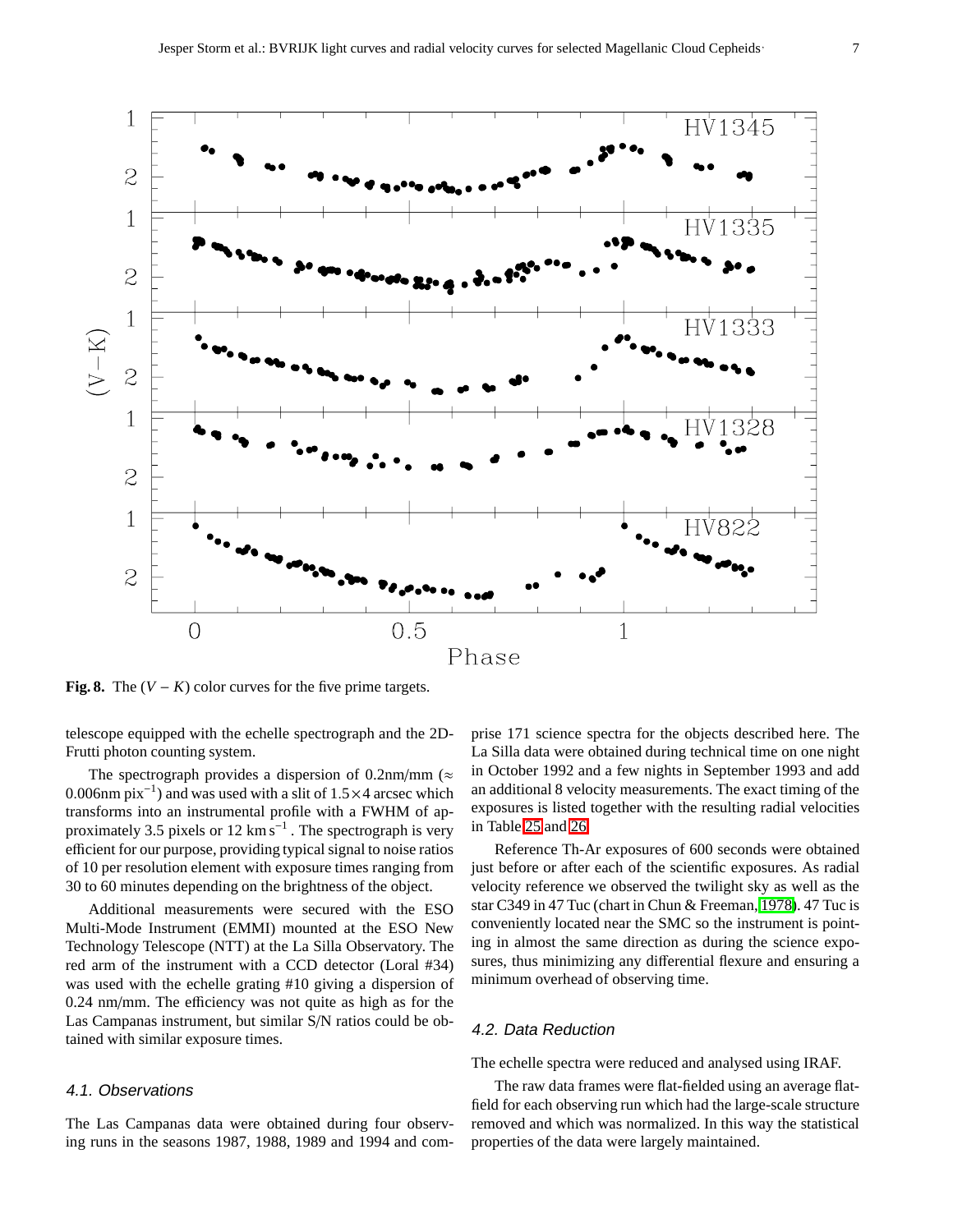**Fig. 8.** The $(V-K)$ color curves for the five prime targets.

telescope equipped with the echelle spectrograph and the 2D-Frutti photon counting system.

The spectrograph provides a dispersion of 0.2nm/mm ($\approx$ 0.006nm pix$^{-1}$) and was used with a slit of $1.5\times4$ arcsec which transforms into an instrumental profile with a FWHM of approximately 3.5 pixels or 12 km s$^{-1}$. The spectrograph is very efficient for our purpose, providing typical signal to noise ratios of 10 per resolution element with exposure times ranging from 30 to 60 minutes depending on the brightness of the object.

Additional measurements were secured with the ESO Multi-Mode Instrument (EMMI) mounted at the ESO New Technology Telescope (NTT) at the La Silla Observatory. The red arm of the instrument with a CCD detector (Loral #34) was used with the echelle grating #10 giving a dispersion of 0.24 nm/mm. The efficiency was not quite as high as for the Las Campanas instrument, but similar S/N ratios could be obtained with similar exposure times.

### 4.1. Observations

The Las Campanas data were obtained during four observing runs in the seasons 1987, 1988, 1989 and 1994 and comprise 171 science spectra for the objects described here. The La Silla data were obtained during technical time on one night in October 1992 and a few nights in September 1993 and add an additional 8 velocity measurements. The exact timing of the exposures is listed together with the resulting radial velocities in Table 25 and 26.

Reference Th-Ar exposures of 600 seconds were obtained just before or after each of the scientific exposures. As radial velocity reference we observed the twilight sky as well as the star C349 in 47 Tuc (chart in Chun & Freeman, 1978). 47 Tuc is conveniently located near the SMC so the instrument is pointing in almost the same direction as during the science exposures, thus minimizing any differential flexure and ensuring a minimum overhead of observing time.

### 4.2. Data Reduction

The echelle spectra were reduced and analysed using IRAF.

The raw data frames were flat-fielded using an average flat-field for each observing run which had the large-scale structure removed and which was normalized. In this way the statistical properties of the data were largely maintained.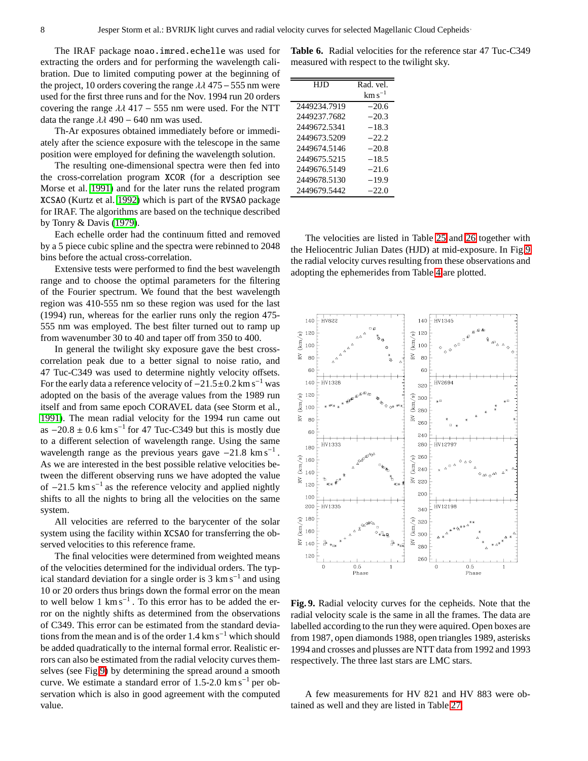The IRAF package `noao.imred.echelle` was used for extracting the orders and for performing the wavelength calibration. Due to limited computing power at the beginning of the project, 10 orders covering the range $\lambda\lambda$ 475 – 555 nm were used for the first three runs and for the Nov. 1994 run 20 orders covering the range $\lambda\lambda$ 417 – 555 nm were used. For the NTT data the range $\lambda\lambda$ 490 – 640 nm was used.

Th-Ar exposures obtained immediately before or immediately after the science exposure with the telescope in the same position were employed for defining the wavelength solution.

The resulting one-dimensional spectra were then fed into the cross-correlation program XCOR (for a description see Morse et al. 1991) and for the later runs the related program XCSAO (Kurtz et al. 1992) which is part of the RVSAO package for IRAF. The algorithms are based on the technique described by Tonry & Davis (1979).

Each echelle order had the continuum fitted and removed by a 5 piece cubic spline and the spectra were rebinned to 2048 bins before the actual cross-correlation.

Extensive tests were performed to find the best wavelength range and to choose the optimal parameters for the filtering of the Fourier spectrum. We found that the best wavelength region was 410-555 nm so these region was used for the last (1994) run, whereas for the earlier runs only the region 475-555 nm was employed. The best filter turned out to ramp up from wavenumber 30 to 40 and taper off from 350 to 400.

In general the twilight sky exposure gave the best cross-correlation peak due to a better signal to noise ratio, and 47 Tuc-C349 was used to determine nightly velocity offsets. For the early data a reference velocity of $-21.5\pm0.2\,\mathrm{km\,s^{-1}}$ was adopted on the basis of the average values from the 1989 run itself and from same epoch CORAVEL data (see Storm et al., 1991). The mean radial velocity for the 1994 run came out as $-20.8 \pm 0.6\,\mathrm{km\,s^{-1}}$ for 47 Tuc-C349 but this is mostly due to a different selection of wavelength range. Using the same wavelength range as the previous years gave $-21.8\,\mathrm{km\,s^{-1}}$. As we are interested in the best possible relative velocities between the different observing runs we have adopted the value of $-21.5\,\mathrm{km\,s^{-1}}$ as the reference velocity and applied nightly shifts to all the nights to bring all the velocities on the same system.

All velocities are referred to the barycenter of the solar system using the facility within XCSAO for transferring the observed velocities to this reference frame.

The final velocities were determined from weighted means of the velocities determined for the individual orders. The typical standard deviation for a single order is $3\,\mathrm{km\,s^{-1}}$ and using 10 or 20 orders thus brings down the formal error on the mean to well below $1\,\mathrm{km\,s^{-1}}$. To this error has to be added the error on the nightly shifts as determined from the observations of C349. This error can be estimated from the standard deviations from the mean and is of the order $1.4\,\mathrm{km\,s^{-1}}$ which should be added quadratically to the internal formal error. Realistic errors can also be estimated from the radial velocity curves themselves (see Fig 9) by determining the spread around a smooth curve. We estimate a standard error of 1.5-2.0 $\mathrm{km\,s^{-1}}$ per observation which is also in good agreement with the computed value.

**Table 6.** Radial velocities for the reference star 47 Tuc-C349 measured with respect to the twilight sky.

| HJD | Rad. vel. $\mathrm{km\,s^{-1}}$ |
|---|---|
| 2449234.7919 | −20.6 |
| 2449237.7682 | −20.3 |
| 2449672.5341 | −18.3 |
| 2449673.5209 | −22.2 |
| 2449674.5146 | −20.8 |
| 2449675.5215 | −18.5 |
| 2449676.5149 | −21.6 |
| 2449678.5130 | −19.9 |
| 2449679.5442 | −22.0 |

The velocities are listed in Table 25 and 26 together with the Heliocentric Julian Dates (HJD) at mid-exposure. In Fig 9 the radial velocity curves resulting from these observations and adopting the ephemerides from Table 4 are plotted.

**Fig. 9.** Radial velocity curves for the cepheids. Note that the radial velocity scale is the same in all the frames. The data are labelled according to the run they were aquired. Open boxes are from 1987, open diamonds 1988, open triangles 1989, asterisks 1994 and crosses and plusses are NTT data from 1992 and 1993 respectively. The three last stars are LMC stars.

A few measurements for HV 821 and HV 883 were obtained as well and they are listed in Table 27.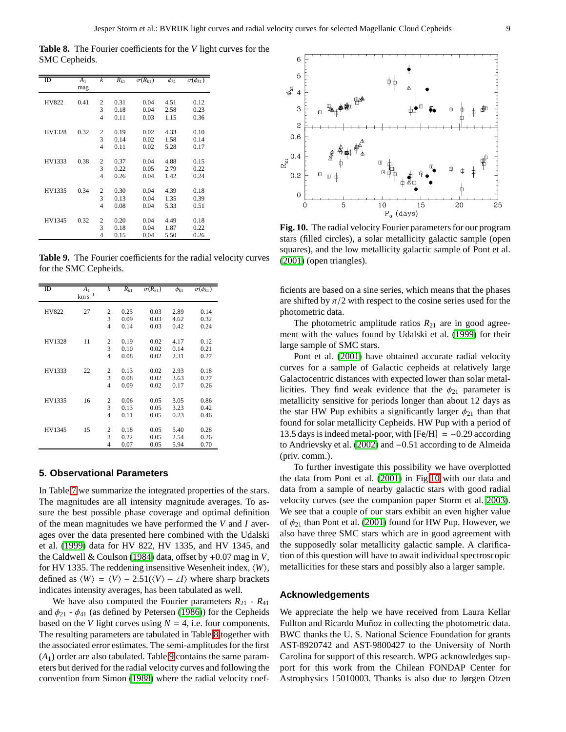**Table 8.** The Fourier coefficients for the $V$ light curves for the SMC Cepheids.

| ID | $A_1$ mag | $k$ | $R_{k1}$ | $\sigma(R_{k1})$ | $\phi_{k1}$ | $\sigma(\phi_{k1})$ |
|---|---|---|---|---|---|---|
| HV822 | 0.41 | 2 | 0.31 | 0.04 | 4.51 | 0.12 |
| | | 3 | 0.18 | 0.04 | 2.58 | 0.23 |
| | | 4 | 0.11 | 0.03 | 1.15 | 0.36 |
| HV1328 | 0.32 | 2 | 0.19 | 0.02 | 4.33 | 0.10 |
| | | 3 | 0.14 | 0.02 | 1.58 | 0.14 |
| | | 4 | 0.11 | 0.02 | 5.28 | 0.17 |
| HV1333 | 0.38 | 2 | 0.37 | 0.04 | 4.88 | 0.15 |
| | | 3 | 0.22 | 0.05 | 2.79 | 0.22 |
| | | 4 | 0.26 | 0.04 | 1.42 | 0.24 |
| HV1335 | 0.34 | 2 | 0.30 | 0.04 | 4.39 | 0.18 |
| | | 3 | 0.13 | 0.04 | 1.35 | 0.39 |
| | | 4 | 0.08 | 0.04 | 5.33 | 0.51 |
| HV1345 | 0.32 | 2 | 0.20 | 0.04 | 4.49 | 0.18 |
| | | 3 | 0.18 | 0.04 | 1.87 | 0.22 |
| | | 4 | 0.15 | 0.04 | 5.50 | 0.26 |

**Table 9.** The Fourier coefficients for the radial velocity curves for the SMC Cepheids.

| ID | $A_1$ $\mathrm{km\,s^{-1}}$ | $k$ | $R_{k1}$ | $\sigma(R_{k1})$ | $\phi_{k1}$ | $\sigma(\phi_{k1})$ |
|---|---|---|---|---|---|---|
| HV822 | 27 | 2 | 0.25 | 0.03 | 2.89 | 0.14 |
| | | 3 | 0.09 | 0.03 | 4.62 | 0.32 |
| | | 4 | 0.14 | 0.03 | 0.42 | 0.24 |
| HV1328 | 11 | 2 | 0.19 | 0.02 | 4.17 | 0.12 |
| | | 3 | 0.10 | 0.02 | 0.14 | 0.21 |
| | | 4 | 0.08 | 0.02 | 2.31 | 0.27 |
| HV1333 | 22 | 2 | 0.13 | 0.02 | 2.93 | 0.18 |
| | | 3 | 0.08 | 0.02 | 3.63 | 0.27 |
| | | 4 | 0.09 | 0.02 | 0.17 | 0.26 |
| HV1335 | 16 | 2 | 0.06 | 0.05 | 3.05 | 0.86 |
| | | 3 | 0.13 | 0.05 | 3.23 | 0.42 |
| | | 4 | 0.11 | 0.05 | 0.23 | 0.46 |
| HV1345 | 15 | 2 | 0.18 | 0.05 | 5.40 | 0.28 |
| | | 3 | 0.22 | 0.05 | 2.54 | 0.26 |
| | | 4 | 0.07 | 0.05 | 5.94 | 0.70 |

## 5. Observational Parameters

In Table 7 we summarize the integrated properties of the stars. The magnitudes are all intensity magnitude averages. To assure the best possible phase coverage and optimal definition of the mean magnitudes we have performed the $V$ and $I$ averages over the data presented here combined with the Udalski et al. (1999) data for HV 822, HV 1335, and HV 1345, and the Caldwell & Coulson (1984) data, offset by +0.07 mag in $V$, for HV 1335. The reddening insensitive Wesenheit index, $\langle W\rangle$, defined as $\langle W\rangle = \langle V\rangle - 2.51(\langle V\rangle - \langle I\rangle$ where sharp brackets indicates intensity averages, has been tabulated as well.

We have also computed the Fourier parameters $R_{21}$ - $R_{41}$ and $\phi_{21}$ - $\phi_{41}$ (as defined by Petersen (1986)) for the Cepheids based on the $V$ light curves using $N = 4$, i.e. four components. The resulting parameters are tabulated in Table 8 together with the associated error estimates. The semi-amplitudes for the first ($A_1$) order are also tabulated. Table 9 contains the same parameters but derived for the radial velocity curves and following the convention from Simon (1988) where the radial velocity coefficients are based on a sine series, which means that the phases are shifted by $\pi/2$ with respect to the cosine series used for the photometric data.

The photometric amplitude ratios $R_{21}$ are in good agreement with the values found by Udalski et al. (1999) for their large sample of SMC stars.

Pont et al. (2001) have obtained accurate radial velocity curves for a sample of Galactic cepheids at relatively large Galactocentric distances with expected lower than solar metallicities. They find weak evidence that the $\phi_{21}$ parameter is metallicity sensitive for periods longer than about 12 days as the star HW Pup exhibits a significantly larger $\phi_{21}$ than that found for solar metallicity Cepheids. HW Pup with a period of 13.5 days is indeed metal-poor, with [Fe/H] $= -0.29$ according to Andrievsky et al. (2002) and $-0.51$ according to de Almeida (priv. comm.).

To further investigate this possibility we have overplotted the data from Pont et al. (2001) in Fig 10 with our data and data from a sample of nearby galactic stars with good radial velocity curves (see the companion paper Storm et al. 2003). We see that a couple of our stars exhibit an even higher value of $\phi_{21}$ than Pont et al. (2001) found for HW Pup. However, we also have three SMC stars which are in good agreement with the supposedly solar metallicity galactic sample. A clarification of this question will have to await individual spectroscopic metallicities for these stars and possibly also a larger sample.

**Fig. 10.** The radial velocity Fourier parameters for our program stars (filled circles), a solar metallicity galactic sample (open squares), and the low metallicity galactic sample of Pont et al. (2001) (open triangles).

## Acknowledgements

We appreciate the help we have received from Laura Kellar Fullton and Ricardo Muñoz in collecting the photometric data. BWC thanks the U. S. National Science Foundation for grants AST-8920742 and AST-9800427 to the University of North Carolina for support of this research. WPG acknowledges support for this work from the Chilean FONDAP Center for Astrophysics 15010003. Thanks is also due to Jørgen Otzen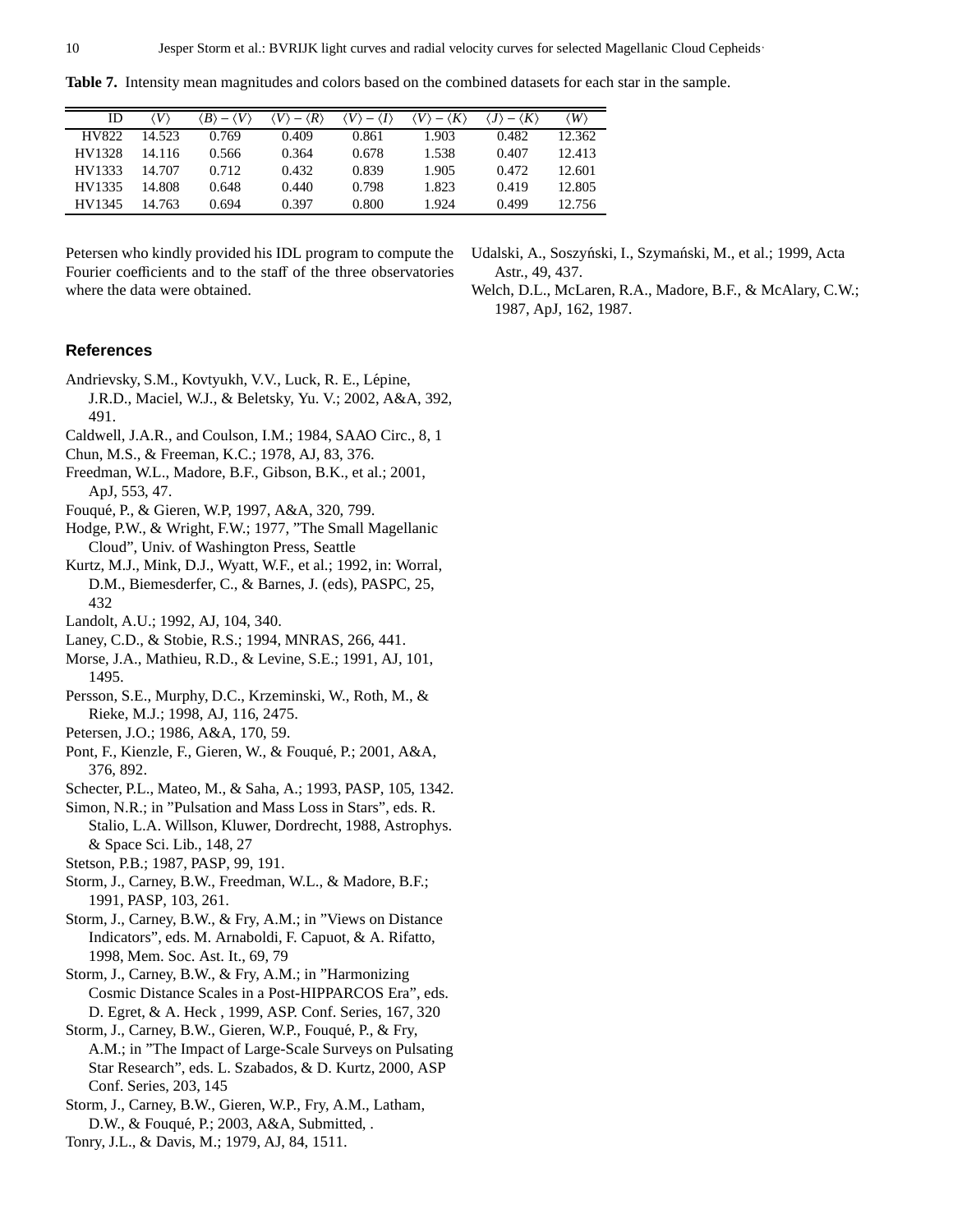**Table 7.** Intensity mean magnitudes and colors based on the combined datasets for each star in the sample.

| ID | $\langle V\rangle$ | $\langle B\rangle - \langle V\rangle$ | $\langle V\rangle - \langle R\rangle$ | $\langle V\rangle - \langle I\rangle$ | $\langle V\rangle - \langle K\rangle$ | $\langle J\rangle - \langle K\rangle$ | $\langle W\rangle$ |
|---|---|---|---|---|---|---|---|
| HV822 | 14.523 | 0.769 | 0.409 | 0.861 | 1.903 | 0.482 | 12.362 |
| HV1328 | 14.116 | 0.566 | 0.364 | 0.678 | 1.538 | 0.407 | 12.413 |
| HV1333 | 14.707 | 0.712 | 0.432 | 0.839 | 1.905 | 0.472 | 12.601 |
| HV1335 | 14.808 | 0.648 | 0.440 | 0.798 | 1.823 | 0.419 | 12.805 |
| HV1345 | 14.763 | 0.694 | 0.397 | 0.800 | 1.924 | 0.499 | 12.756 |

Petersen who kindly provided his IDL program to compute the Fourier coefficients and to the staff of the three observatories where the data were obtained.

## References

Andrievsky, S.M., Kovtyukh, V.V., Luck, R. E., Lépine, J.R.D., Maciel, W.J., & Beletsky, Yu. V.; 2002, A&A, 392, 491.

Caldwell, J.A.R., and Coulson, I.M.; 1984, SAAO Circ., 8, 1

Chun, M.S., & Freeman, K.C.; 1978, AJ, 83, 376.

Freedman, W.L., Madore, B.F., Gibson, B.K., et al.; 2001, ApJ, 553, 47.

Fouqué, P., & Gieren, W.P, 1997, A&A, 320, 799.

Hodge, P.W., & Wright, F.W.; 1977, "The Small Magellanic Cloud", Univ. of Washington Press, Seattle

Kurtz, M.J., Mink, D.J., Wyatt, W.F., et al.; 1992, in: Worral, D.M., Biemesderfer, C., & Barnes, J. (eds), PASPC, 25, 432

Landolt, A.U.; 1992, AJ, 104, 340.

Laney, C.D., & Stobie, R.S.; 1994, MNRAS, 266, 441.

Morse, J.A., Mathieu, R.D., & Levine, S.E.; 1991, AJ, 101, 1495.

Persson, S.E., Murphy, D.C., Krzeminski, W., Roth, M., & Rieke, M.J.; 1998, AJ, 116, 2475.

Petersen, J.O.; 1986, A&A, 170, 59.

Pont, F., Kienzle, F., Gieren, W., & Fouqué, P.; 2001, A&A, 376, 892.

Schecter, P.L., Mateo, M., & Saha, A.; 1993, PASP, 105, 1342.

Simon, N.R.; in "Pulsation and Mass Loss in Stars", eds. R. Stalio, L.A. Willson, Kluwer, Dordrecht, 1988, Astrophys. & Space Sci. Lib., 148, 27

Stetson, P.B.; 1987, PASP, 99, 191.

Storm, J., Carney, B.W., Freedman, W.L., & Madore, B.F.; 1991, PASP, 103, 261.

Storm, J., Carney, B.W., & Fry, A.M.; in "Views on Distance Indicators", eds. M. Arnaboldi, F. Capuot, & A. Rifatto, 1998, Mem. Soc. Ast. It., 69, 79

Storm, J., Carney, B.W., & Fry, A.M.; in "Harmonizing Cosmic Distance Scales in a Post-HIPPARCOS Era", eds. D. Egret, & A. Heck , 1999, ASP. Conf. Series, 167, 320

Storm, J., Carney, B.W., Gieren, W.P., Fouqué, P., & Fry, A.M.; in "The Impact of Large-Scale Surveys on Pulsating Star Research", eds. L. Szabados, & D. Kurtz, 2000, ASP Conf. Series, 203, 145

Storm, J., Carney, B.W., Gieren, W.P., Fry, A.M., Latham, D.W., & Fouqué, P.; 2003, A&A, Submitted, .

Tonry, J.L., & Davis, M.; 1979, AJ, 84, 1511.

Udalski, A., Soszyński, I., Szymański, M., et al.; 1999, Acta Astr., 49, 437.

Welch, D.L., McLaren, R.A., Madore, B.F., & McAlary, C.W.; 1987, ApJ, 162, 1987.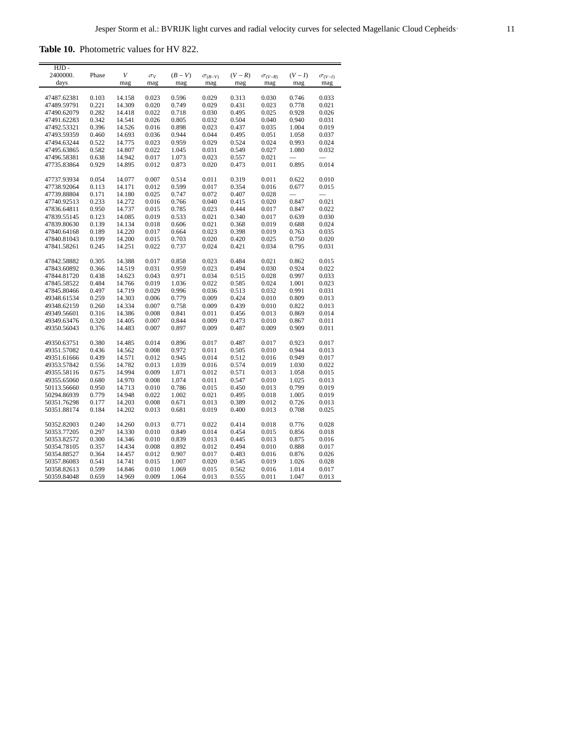**Table 10.** Photometric values for HV 822.

| HJD - 2400000. days | Phase | $V$ mag | $\sigma_V$ mag | $(B-V)$ mag | $\sigma_{(B-V)}$ mag | $(V-R)$ mag | $\sigma_{(V-R)}$ mag | $(V-I)$ mag | $\sigma_{(V-I)}$ mag |
|---|---|---|---|---|---|---|---|---|---|
| 47487.62381 | 0.103 | 14.158 | 0.023 | 0.596 | 0.029 | 0.313 | 0.030 | 0.746 | 0.033 |
| 47489.59791 | 0.221 | 14.309 | 0.020 | 0.749 | 0.029 | 0.431 | 0.023 | 0.778 | 0.021 |
| 47490.62079 | 0.282 | 14.418 | 0.022 | 0.718 | 0.030 | 0.495 | 0.025 | 0.928 | 0.026 |
| 47491.62283 | 0.342 | 14.541 | 0.026 | 0.805 | 0.032 | 0.504 | 0.040 | 0.940 | 0.031 |
| 47492.53321 | 0.396 | 14.526 | 0.016 | 0.898 | 0.023 | 0.437 | 0.035 | 1.004 | 0.019 |
| 47493.59359 | 0.460 | 14.693 | 0.036 | 0.944 | 0.044 | 0.495 | 0.051 | 1.058 | 0.037 |
| 47494.63244 | 0.522 | 14.775 | 0.023 | 0.959 | 0.029 | 0.524 | 0.024 | 0.993 | 0.024 |
| 47495.63865 | 0.582 | 14.807 | 0.022 | 1.045 | 0.031 | 0.549 | 0.027 | 1.080 | 0.032 |
| 47496.58381 | 0.638 | 14.942 | 0.017 | 1.073 | 0.023 | 0.557 | 0.021 | — | — |
| 47735.83864 | 0.929 | 14.895 | 0.012 | 0.873 | 0.020 | 0.473 | 0.011 | 0.895 | 0.014 |
| 47737.93934 | 0.054 | 14.077 | 0.007 | 0.514 | 0.011 | 0.319 | 0.011 | 0.622 | 0.010 |
| 47738.92064 | 0.113 | 14.171 | 0.012 | 0.599 | 0.017 | 0.354 | 0.016 | 0.677 | 0.015 |
| 47739.88804 | 0.171 | 14.180 | 0.025 | 0.747 | 0.072 | 0.407 | 0.028 | — | — |
| 47740.92513 | 0.233 | 14.272 | 0.016 | 0.766 | 0.040 | 0.415 | 0.020 | 0.847 | 0.021 |
| 47836.64811 | 0.950 | 14.737 | 0.015 | 0.785 | 0.023 | 0.444 | 0.017 | 0.847 | 0.022 |
| 47839.55145 | 0.123 | 14.085 | 0.019 | 0.533 | 0.021 | 0.340 | 0.017 | 0.639 | 0.030 |
| 47839.80630 | 0.139 | 14.134 | 0.018 | 0.606 | 0.021 | 0.368 | 0.019 | 0.688 | 0.024 |
| 47840.64168 | 0.189 | 14.220 | 0.017 | 0.664 | 0.023 | 0.398 | 0.019 | 0.763 | 0.035 |
| 47840.81043 | 0.199 | 14.200 | 0.015 | 0.703 | 0.020 | 0.420 | 0.025 | 0.750 | 0.020 |
| 47841.58261 | 0.245 | 14.251 | 0.022 | 0.737 | 0.024 | 0.421 | 0.034 | 0.795 | 0.031 |
| 47842.58882 | 0.305 | 14.388 | 0.017 | 0.858 | 0.023 | 0.484 | 0.021 | 0.862 | 0.015 |
| 47843.60892 | 0.366 | 14.519 | 0.031 | 0.959 | 0.023 | 0.494 | 0.030 | 0.924 | 0.022 |
| 47844.81720 | 0.438 | 14.623 | 0.043 | 0.971 | 0.034 | 0.515 | 0.028 | 0.997 | 0.033 |
| 47845.58522 | 0.484 | 14.766 | 0.019 | 1.036 | 0.022 | 0.585 | 0.024 | 1.001 | 0.023 |
| 47845.80466 | 0.497 | 14.719 | 0.029 | 0.996 | 0.036 | 0.513 | 0.032 | 0.991 | 0.031 |
| 49348.61534 | 0.259 | 14.303 | 0.006 | 0.779 | 0.009 | 0.424 | 0.010 | 0.809 | 0.013 |
| 49348.62159 | 0.260 | 14.334 | 0.007 | 0.758 | 0.009 | 0.439 | 0.010 | 0.822 | 0.013 |
| 49349.56601 | 0.316 | 14.386 | 0.008 | 0.841 | 0.011 | 0.456 | 0.013 | 0.869 | 0.014 |
| 49349.63476 | 0.320 | 14.405 | 0.007 | 0.844 | 0.009 | 0.473 | 0.010 | 0.867 | 0.011 |
| 49350.56043 | 0.376 | 14.483 | 0.007 | 0.897 | 0.009 | 0.487 | 0.009 | 0.909 | 0.011 |
| 49350.63751 | 0.380 | 14.485 | 0.014 | 0.896 | 0.017 | 0.487 | 0.017 | 0.923 | 0.017 |
| 49351.57082 | 0.436 | 14.562 | 0.008 | 0.972 | 0.011 | 0.505 | 0.010 | 0.944 | 0.013 |
| 49351.61666 | 0.439 | 14.571 | 0.012 | 0.945 | 0.014 | 0.512 | 0.016 | 0.949 | 0.017 |
| 49353.57842 | 0.556 | 14.782 | 0.013 | 1.039 | 0.016 | 0.574 | 0.019 | 1.030 | 0.022 |
| 49355.58116 | 0.675 | 14.994 | 0.009 | 1.071 | 0.012 | 0.571 | 0.013 | 1.058 | 0.015 |
| 49355.65060 | 0.680 | 14.970 | 0.008 | 1.074 | 0.011 | 0.547 | 0.010 | 1.025 | 0.013 |
| 50113.56660 | 0.950 | 14.713 | 0.010 | 0.786 | 0.015 | 0.450 | 0.013 | 0.799 | 0.019 |
| 50294.86939 | 0.779 | 14.948 | 0.022 | 1.002 | 0.021 | 0.495 | 0.018 | 1.005 | 0.019 |
| 50351.76298 | 0.177 | 14.203 | 0.008 | 0.671 | 0.013 | 0.389 | 0.012 | 0.726 | 0.013 |
| 50351.88174 | 0.184 | 14.202 | 0.013 | 0.681 | 0.019 | 0.400 | 0.013 | 0.708 | 0.025 |
| 50352.82003 | 0.240 | 14.260 | 0.013 | 0.771 | 0.022 | 0.414 | 0.018 | 0.776 | 0.028 |
| 50353.77205 | 0.297 | 14.330 | 0.010 | 0.849 | 0.014 | 0.454 | 0.015 | 0.856 | 0.018 |
| 50353.82572 | 0.300 | 14.346 | 0.010 | 0.839 | 0.013 | 0.445 | 0.013 | 0.875 | 0.016 |
| 50354.78105 | 0.357 | 14.434 | 0.008 | 0.892 | 0.012 | 0.494 | 0.010 | 0.888 | 0.017 |
| 50354.88527 | 0.364 | 14.457 | 0.012 | 0.907 | 0.017 | 0.483 | 0.016 | 0.876 | 0.026 |
| 50357.86083 | 0.541 | 14.741 | 0.015 | 1.007 | 0.020 | 0.545 | 0.019 | 1.026 | 0.028 |
| 50358.82613 | 0.599 | 14.846 | 0.010 | 1.069 | 0.015 | 0.562 | 0.016 | 1.014 | 0.017 |
| 50359.84048 | 0.659 | 14.969 | 0.009 | 1.064 | 0.013 | 0.555 | 0.011 | 1.047 | 0.013 |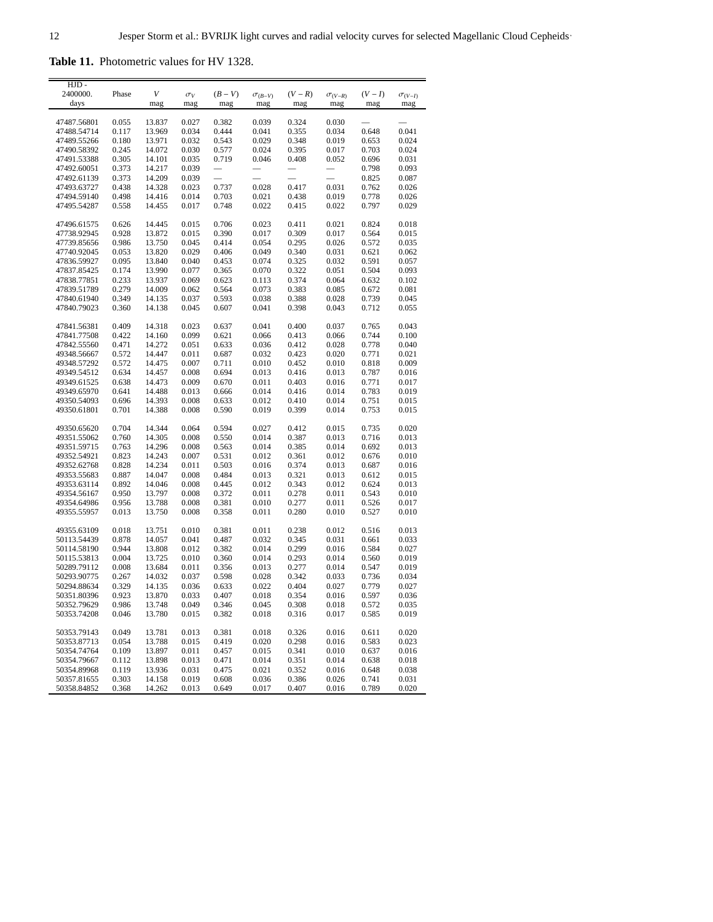**Table 11.** Photometric values for HV 1328.

| HJD - 2400000. days | Phase | $V$ mag | $\sigma_V$ mag | $(B-V)$ mag | $\sigma_{(B-V)}$ mag | $(V-R)$ mag | $\sigma_{(V-R)}$ mag | $(V-I)$ mag | $\sigma_{(V-I)}$ mag |
|---|---|---|---|---|---|---|---|---|---|
| 47487.56801 | 0.055 | 13.837 | 0.027 | 0.382 | 0.039 | 0.324 | 0.030 | — | — |
| 47488.54714 | 0.117 | 13.969 | 0.034 | 0.444 | 0.041 | 0.355 | 0.034 | 0.648 | 0.041 |
| 47489.55266 | 0.180 | 13.971 | 0.032 | 0.543 | 0.029 | 0.348 | 0.019 | 0.653 | 0.024 |
| 47490.58392 | 0.245 | 14.072 | 0.030 | 0.577 | 0.024 | 0.395 | 0.017 | 0.703 | 0.024 |
| 47491.53388 | 0.305 | 14.101 | 0.035 | 0.719 | 0.046 | 0.408 | 0.052 | 0.696 | 0.031 |
| 47492.60051 | 0.373 | 14.217 | 0.039 | — | — | — | — | 0.798 | 0.093 |
| 47492.61139 | 0.373 | 14.209 | 0.039 | — | — | — | — | 0.825 | 0.087 |
| 47493.63727 | 0.438 | 14.328 | 0.023 | 0.737 | 0.028 | 0.417 | 0.031 | 0.762 | 0.026 |
| 47494.59140 | 0.498 | 14.416 | 0.014 | 0.703 | 0.021 | 0.438 | 0.019 | 0.778 | 0.026 |
| 47495.54287 | 0.558 | 14.455 | 0.017 | 0.748 | 0.022 | 0.415 | 0.022 | 0.797 | 0.029 |
| 47496.61575 | 0.626 | 14.445 | 0.015 | 0.706 | 0.023 | 0.411 | 0.021 | 0.824 | 0.018 |
| 47738.92945 | 0.928 | 13.872 | 0.015 | 0.390 | 0.017 | 0.309 | 0.017 | 0.564 | 0.015 |
| 47739.85656 | 0.986 | 13.750 | 0.045 | 0.414 | 0.054 | 0.295 | 0.026 | 0.572 | 0.035 |
| 47740.92045 | 0.053 | 13.820 | 0.029 | 0.406 | 0.049 | 0.340 | 0.031 | 0.621 | 0.062 |
| 47836.59927 | 0.095 | 13.840 | 0.040 | 0.453 | 0.074 | 0.325 | 0.032 | 0.591 | 0.057 |
| 47837.85425 | 0.174 | 13.990 | 0.077 | 0.365 | 0.070 | 0.322 | 0.051 | 0.504 | 0.093 |
| 47838.77851 | 0.233 | 13.937 | 0.069 | 0.623 | 0.113 | 0.374 | 0.064 | 0.632 | 0.102 |
| 47839.51789 | 0.279 | 14.009 | 0.062 | 0.564 | 0.073 | 0.383 | 0.085 | 0.672 | 0.081 |
| 47840.61940 | 0.349 | 14.135 | 0.037 | 0.593 | 0.038 | 0.388 | 0.028 | 0.739 | 0.045 |
| 47840.79023 | 0.360 | 14.138 | 0.045 | 0.607 | 0.041 | 0.398 | 0.043 | 0.712 | 0.055 |
| 47841.56381 | 0.409 | 14.318 | 0.023 | 0.637 | 0.041 | 0.400 | 0.037 | 0.765 | 0.043 |
| 47841.77508 | 0.422 | 14.160 | 0.099 | 0.621 | 0.066 | 0.413 | 0.066 | 0.744 | 0.100 |
| 47842.55560 | 0.471 | 14.272 | 0.051 | 0.633 | 0.036 | 0.412 | 0.028 | 0.778 | 0.040 |
| 49348.56667 | 0.572 | 14.447 | 0.011 | 0.687 | 0.032 | 0.423 | 0.020 | 0.771 | 0.021 |
| 49348.57292 | 0.572 | 14.475 | 0.007 | 0.711 | 0.010 | 0.452 | 0.010 | 0.818 | 0.009 |
| 49349.54512 | 0.634 | 14.457 | 0.008 | 0.694 | 0.013 | 0.416 | 0.013 | 0.787 | 0.016 |
| 49349.61525 | 0.638 | 14.473 | 0.009 | 0.670 | 0.011 | 0.403 | 0.016 | 0.771 | 0.017 |
| 49349.65970 | 0.641 | 14.488 | 0.013 | 0.666 | 0.014 | 0.416 | 0.014 | 0.783 | 0.019 |
| 49350.54093 | 0.696 | 14.393 | 0.008 | 0.633 | 0.012 | 0.410 | 0.014 | 0.751 | 0.015 |
| 49350.61801 | 0.701 | 14.388 | 0.008 | 0.590 | 0.019 | 0.399 | 0.014 | 0.753 | 0.015 |
| 49350.65620 | 0.704 | 14.344 | 0.064 | 0.594 | 0.027 | 0.412 | 0.015 | 0.735 | 0.020 |
| 49351.55062 | 0.760 | 14.305 | 0.008 | 0.550 | 0.014 | 0.387 | 0.013 | 0.716 | 0.013 |
| 49351.59715 | 0.763 | 14.296 | 0.008 | 0.563 | 0.014 | 0.385 | 0.014 | 0.692 | 0.013 |
| 49352.54921 | 0.823 | 14.243 | 0.007 | 0.531 | 0.012 | 0.361 | 0.012 | 0.676 | 0.010 |
| 49352.62768 | 0.828 | 14.234 | 0.011 | 0.503 | 0.016 | 0.374 | 0.013 | 0.687 | 0.016 |
| 49353.55683 | 0.887 | 14.047 | 0.008 | 0.484 | 0.013 | 0.321 | 0.013 | 0.612 | 0.015 |
| 49353.63114 | 0.892 | 14.046 | 0.008 | 0.445 | 0.012 | 0.343 | 0.012 | 0.624 | 0.013 |
| 49354.56167 | 0.950 | 13.797 | 0.008 | 0.372 | 0.011 | 0.278 | 0.011 | 0.543 | 0.010 |
| 49354.64986 | 0.956 | 13.788 | 0.008 | 0.381 | 0.010 | 0.277 | 0.011 | 0.526 | 0.017 |
| 49355.55957 | 0.013 | 13.750 | 0.008 | 0.358 | 0.011 | 0.280 | 0.010 | 0.527 | 0.010 |
| 49355.63109 | 0.018 | 13.751 | 0.010 | 0.381 | 0.011 | 0.238 | 0.012 | 0.516 | 0.013 |
| 50113.54439 | 0.878 | 14.057 | 0.041 | 0.487 | 0.032 | 0.345 | 0.031 | 0.661 | 0.033 |
| 50114.58190 | 0.944 | 13.808 | 0.012 | 0.382 | 0.014 | 0.299 | 0.016 | 0.584 | 0.027 |
| 50115.53813 | 0.004 | 13.725 | 0.010 | 0.360 | 0.014 | 0.293 | 0.014 | 0.560 | 0.019 |
| 50289.79112 | 0.008 | 13.684 | 0.011 | 0.356 | 0.013 | 0.277 | 0.014 | 0.547 | 0.019 |
| 50293.90775 | 0.267 | 14.032 | 0.037 | 0.598 | 0.028 | 0.342 | 0.033 | 0.736 | 0.034 |
| 50294.88634 | 0.329 | 14.135 | 0.036 | 0.633 | 0.022 | 0.404 | 0.027 | 0.779 | 0.027 |
| 50351.80396 | 0.923 | 13.870 | 0.033 | 0.407 | 0.018 | 0.354 | 0.016 | 0.597 | 0.036 |
| 50352.79629 | 0.986 | 13.748 | 0.049 | 0.346 | 0.045 | 0.308 | 0.018 | 0.572 | 0.035 |
| 50353.74208 | 0.046 | 13.780 | 0.015 | 0.382 | 0.018 | 0.316 | 0.017 | 0.585 | 0.019 |
| 50353.79143 | 0.049 | 13.781 | 0.013 | 0.381 | 0.018 | 0.326 | 0.016 | 0.611 | 0.020 |
| 50353.87713 | 0.054 | 13.788 | 0.015 | 0.419 | 0.020 | 0.298 | 0.016 | 0.583 | 0.023 |
| 50354.74764 | 0.109 | 13.897 | 0.011 | 0.457 | 0.015 | 0.341 | 0.010 | 0.637 | 0.016 |
| 50354.79667 | 0.112 | 13.898 | 0.013 | 0.471 | 0.014 | 0.351 | 0.014 | 0.638 | 0.018 |
| 50354.89968 | 0.119 | 13.936 | 0.031 | 0.475 | 0.021 | 0.352 | 0.016 | 0.648 | 0.038 |
| 50357.81655 | 0.303 | 14.158 | 0.019 | 0.608 | 0.036 | 0.386 | 0.026 | 0.741 | 0.031 |
| 50358.84852 | 0.368 | 14.262 | 0.013 | 0.649 | 0.017 | 0.407 | 0.016 | 0.789 | 0.020 |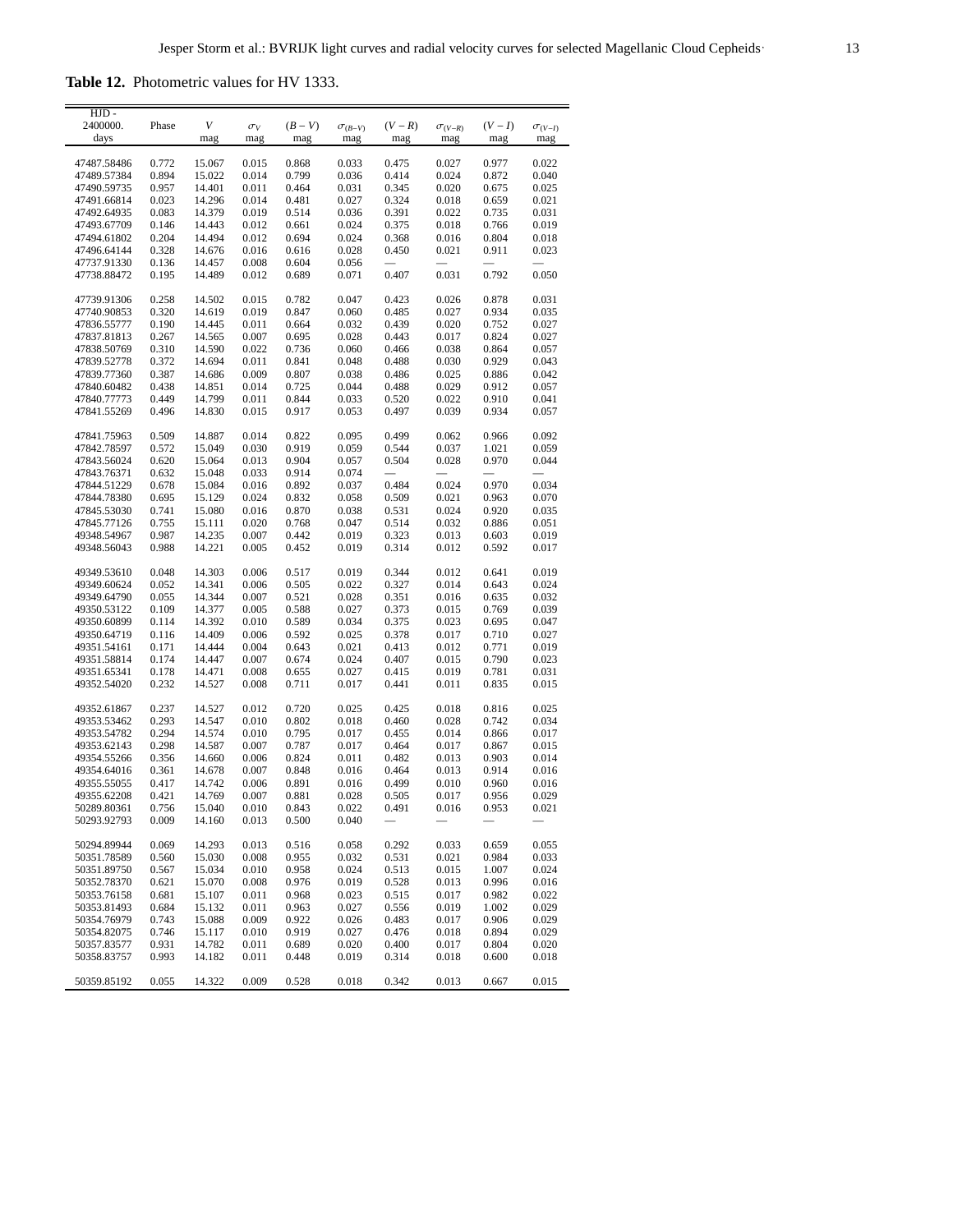**Table 12.** Photometric values for HV 1333.

| HJD - 2400000. days | Phase | $V$ mag | $\sigma_V$ mag | $(B-V)$ mag | $\sigma_{(B-V)}$ mag | $(V-R)$ mag | $\sigma_{(V-R)}$ mag | $(V-I)$ mag | $\sigma_{(V-I)}$ mag |
|---|---|---|---|---|---|---|---|---|---|
| 47487.58486 | 0.772 | 15.067 | 0.015 | 0.868 | 0.033 | 0.475 | 0.027 | 0.977 | 0.022 |
| 47489.57384 | 0.894 | 15.022 | 0.014 | 0.799 | 0.036 | 0.414 | 0.024 | 0.872 | 0.040 |
| 47490.59735 | 0.957 | 14.401 | 0.011 | 0.464 | 0.031 | 0.345 | 0.020 | 0.675 | 0.025 |
| 47491.66814 | 0.023 | 14.296 | 0.014 | 0.481 | 0.027 | 0.324 | 0.018 | 0.659 | 0.021 |
| 47492.64935 | 0.083 | 14.379 | 0.019 | 0.514 | 0.036 | 0.391 | 0.022 | 0.735 | 0.031 |
| 47493.67709 | 0.146 | 14.443 | 0.012 | 0.661 | 0.024 | 0.375 | 0.018 | 0.766 | 0.019 |
| 47494.61802 | 0.204 | 14.494 | 0.012 | 0.694 | 0.024 | 0.368 | 0.016 | 0.804 | 0.018 |
| 47496.64144 | 0.328 | 14.676 | 0.016 | 0.616 | 0.028 | 0.450 | 0.021 | 0.911 | 0.023 |
| 47737.91330 | 0.136 | 14.457 | 0.008 | 0.604 | 0.056 | — | — | — | — |
| 47738.88472 | 0.195 | 14.489 | 0.012 | 0.689 | 0.071 | 0.407 | 0.031 | 0.792 | 0.050 |
| 47739.91306 | 0.258 | 14.502 | 0.015 | 0.782 | 0.047 | 0.423 | 0.026 | 0.878 | 0.031 |
| 47740.90853 | 0.320 | 14.619 | 0.019 | 0.847 | 0.060 | 0.485 | 0.027 | 0.934 | 0.035 |
| 47836.55777 | 0.190 | 14.445 | 0.011 | 0.664 | 0.032 | 0.439 | 0.020 | 0.752 | 0.027 |
| 47837.81813 | 0.267 | 14.565 | 0.007 | 0.695 | 0.028 | 0.443 | 0.017 | 0.824 | 0.027 |
| 47838.50769 | 0.310 | 14.590 | 0.022 | 0.736 | 0.060 | 0.466 | 0.038 | 0.864 | 0.057 |
| 47839.52778 | 0.372 | 14.694 | 0.011 | 0.841 | 0.048 | 0.488 | 0.030 | 0.929 | 0.043 |
| 47839.77360 | 0.387 | 14.686 | 0.009 | 0.807 | 0.038 | 0.486 | 0.025 | 0.886 | 0.042 |
| 47840.60482 | 0.438 | 14.851 | 0.014 | 0.725 | 0.044 | 0.488 | 0.029 | 0.912 | 0.057 |
| 47840.77773 | 0.449 | 14.799 | 0.011 | 0.844 | 0.033 | 0.520 | 0.022 | 0.910 | 0.041 |
| 47841.55269 | 0.496 | 14.830 | 0.015 | 0.917 | 0.053 | 0.497 | 0.039 | 0.934 | 0.057 |
| 47841.75963 | 0.509 | 14.887 | 0.014 | 0.822 | 0.095 | 0.499 | 0.062 | 0.966 | 0.092 |
| 47842.78597 | 0.572 | 15.049 | 0.030 | 0.919 | 0.059 | 0.544 | 0.037 | 1.021 | 0.059 |
| 47843.56024 | 0.620 | 15.064 | 0.013 | 0.904 | 0.057 | 0.504 | 0.028 | 0.970 | 0.044 |
| 47843.76371 | 0.632 | 15.048 | 0.033 | 0.914 | 0.074 | — | — | — | — |
| 47844.51229 | 0.678 | 15.084 | 0.016 | 0.892 | 0.037 | 0.484 | 0.024 | 0.970 | 0.034 |
| 47844.78380 | 0.695 | 15.129 | 0.024 | 0.832 | 0.058 | 0.509 | 0.021 | 0.963 | 0.070 |
| 47845.53030 | 0.741 | 15.080 | 0.016 | 0.870 | 0.038 | 0.531 | 0.024 | 0.920 | 0.035 |
| 47845.77126 | 0.755 | 15.111 | 0.020 | 0.768 | 0.047 | 0.514 | 0.032 | 0.886 | 0.051 |
| 49348.54967 | 0.987 | 14.235 | 0.007 | 0.442 | 0.019 | 0.323 | 0.013 | 0.603 | 0.019 |
| 49348.56043 | 0.988 | 14.221 | 0.005 | 0.452 | 0.019 | 0.314 | 0.012 | 0.592 | 0.017 |
| 49349.53610 | 0.048 | 14.303 | 0.006 | 0.517 | 0.019 | 0.344 | 0.012 | 0.641 | 0.019 |
| 49349.60624 | 0.052 | 14.341 | 0.006 | 0.505 | 0.022 | 0.327 | 0.014 | 0.643 | 0.024 |
| 49349.64790 | 0.055 | 14.344 | 0.007 | 0.521 | 0.028 | 0.351 | 0.016 | 0.635 | 0.032 |
| 49350.53122 | 0.109 | 14.377 | 0.005 | 0.588 | 0.027 | 0.373 | 0.015 | 0.769 | 0.039 |
| 49350.60899 | 0.114 | 14.392 | 0.010 | 0.589 | 0.034 | 0.375 | 0.023 | 0.695 | 0.047 |
| 49350.64719 | 0.116 | 14.409 | 0.006 | 0.592 | 0.025 | 0.378 | 0.017 | 0.710 | 0.027 |
| 49351.54161 | 0.171 | 14.444 | 0.004 | 0.643 | 0.021 | 0.413 | 0.012 | 0.771 | 0.019 |
| 49351.58814 | 0.174 | 14.447 | 0.007 | 0.674 | 0.024 | 0.407 | 0.015 | 0.790 | 0.023 |
| 49351.65341 | 0.178 | 14.471 | 0.008 | 0.655 | 0.027 | 0.415 | 0.019 | 0.781 | 0.031 |
| 49352.54020 | 0.232 | 14.527 | 0.008 | 0.711 | 0.017 | 0.441 | 0.011 | 0.835 | 0.015 |
| 49352.61867 | 0.237 | 14.527 | 0.012 | 0.720 | 0.025 | 0.425 | 0.018 | 0.816 | 0.025 |
| 49353.53462 | 0.293 | 14.547 | 0.010 | 0.802 | 0.018 | 0.460 | 0.028 | 0.742 | 0.034 |
| 49353.54782 | 0.294 | 14.574 | 0.010 | 0.795 | 0.017 | 0.455 | 0.014 | 0.866 | 0.017 |
| 49353.62143 | 0.298 | 14.587 | 0.007 | 0.787 | 0.017 | 0.464 | 0.017 | 0.867 | 0.015 |
| 49354.55266 | 0.356 | 14.660 | 0.006 | 0.824 | 0.011 | 0.482 | 0.013 | 0.903 | 0.014 |
| 49354.64016 | 0.361 | 14.678 | 0.007 | 0.848 | 0.016 | 0.464 | 0.013 | 0.914 | 0.016 |
| 49355.55055 | 0.417 | 14.742 | 0.006 | 0.891 | 0.016 | 0.499 | 0.010 | 0.960 | 0.016 |
| 49355.62208 | 0.421 | 14.769 | 0.007 | 0.881 | 0.028 | 0.505 | 0.017 | 0.956 | 0.029 |
| 50289.80361 | 0.756 | 15.040 | 0.010 | 0.843 | 0.022 | 0.491 | 0.016 | 0.953 | 0.021 |
| 50293.92793 | 0.009 | 14.160 | 0.013 | 0.500 | 0.040 | — | — | — | — |
| 50294.89944 | 0.069 | 14.293 | 0.013 | 0.516 | 0.058 | 0.292 | 0.033 | 0.659 | 0.055 |
| 50351.78589 | 0.560 | 15.030 | 0.008 | 0.955 | 0.032 | 0.531 | 0.021 | 0.984 | 0.033 |
| 50351.89750 | 0.567 | 15.034 | 0.010 | 0.958 | 0.024 | 0.513 | 0.015 | 1.007 | 0.024 |
| 50352.78370 | 0.621 | 15.070 | 0.008 | 0.976 | 0.019 | 0.528 | 0.013 | 0.996 | 0.016 |
| 50353.76158 | 0.681 | 15.107 | 0.011 | 0.968 | 0.023 | 0.515 | 0.017 | 0.982 | 0.022 |
| 50353.81493 | 0.684 | 15.132 | 0.011 | 0.963 | 0.027 | 0.556 | 0.019 | 1.002 | 0.029 |
| 50354.76979 | 0.743 | 15.088 | 0.009 | 0.922 | 0.026 | 0.483 | 0.017 | 0.906 | 0.029 |
| 50354.82075 | 0.746 | 15.117 | 0.010 | 0.919 | 0.027 | 0.476 | 0.018 | 0.894 | 0.029 |
| 50357.83577 | 0.931 | 14.782 | 0.011 | 0.689 | 0.020 | 0.400 | 0.017 | 0.804 | 0.020 |
| 50358.83757 | 0.993 | 14.182 | 0.011 | 0.448 | 0.019 | 0.314 | 0.018 | 0.600 | 0.018 |
| 50359.85192 | 0.055 | 14.322 | 0.009 | 0.528 | 0.018 | 0.342 | 0.013 | 0.667 | 0.015 |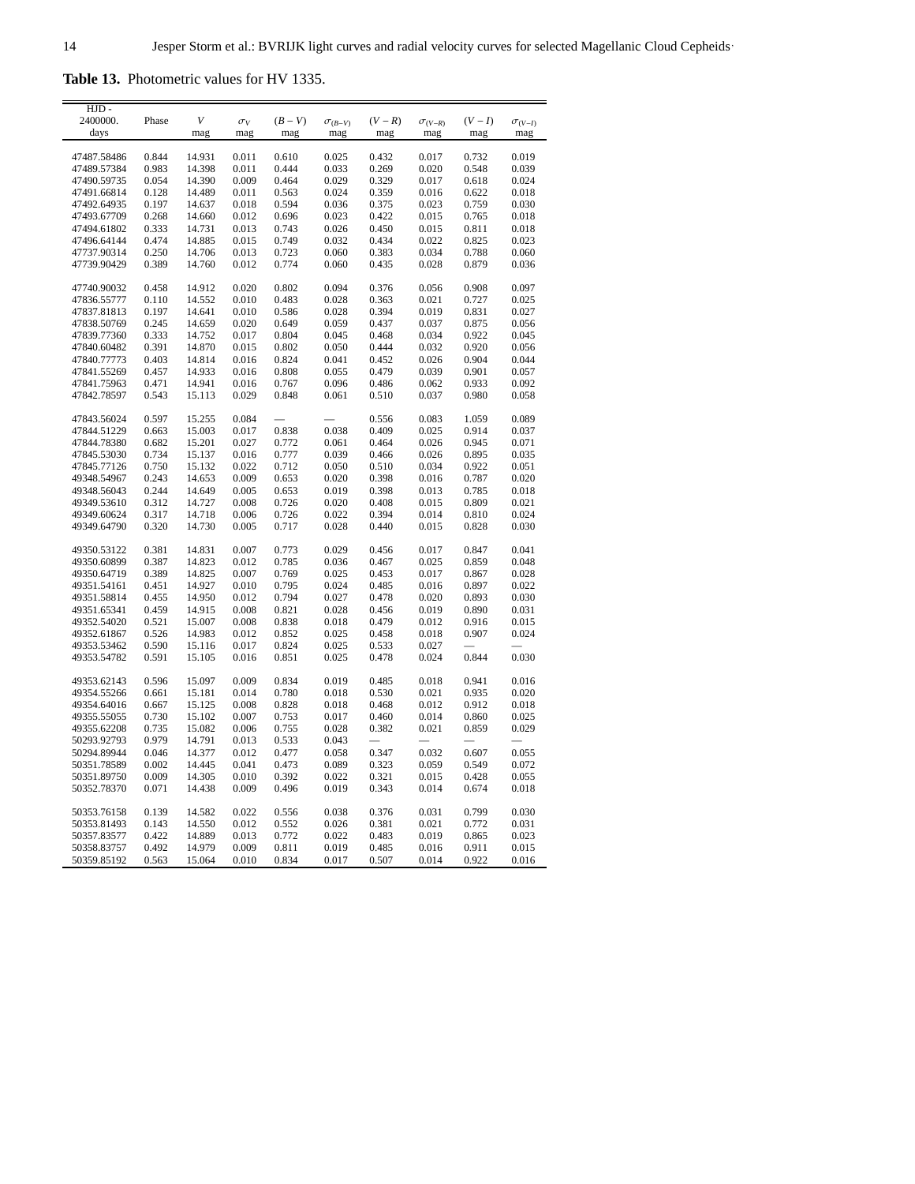**Table 13.** Photometric values for HV 1335.

| HJD - 2400000. days | Phase | $V$ mag | $\sigma_V$ mag | $(B-V)$ mag | $\sigma_{(B-V)}$ mag | $(V-R)$ mag | $\sigma_{(V-R)}$ mag | $(V-I)$ mag | $\sigma_{(V-I)}$ mag |
|---|---|---|---|---|---|---|---|---|---|
| 47487.58486 | 0.844 | 14.931 | 0.011 | 0.610 | 0.025 | 0.432 | 0.017 | 0.732 | 0.019 |
| 47489.57384 | 0.983 | 14.398 | 0.011 | 0.444 | 0.033 | 0.269 | 0.020 | 0.548 | 0.039 |
| 47490.59735 | 0.054 | 14.390 | 0.009 | 0.464 | 0.029 | 0.329 | 0.017 | 0.618 | 0.024 |
| 47491.66814 | 0.128 | 14.489 | 0.011 | 0.563 | 0.024 | 0.359 | 0.016 | 0.622 | 0.018 |
| 47492.64935 | 0.197 | 14.637 | 0.018 | 0.594 | 0.036 | 0.375 | 0.023 | 0.759 | 0.030 |
| 47493.67709 | 0.268 | 14.660 | 0.012 | 0.696 | 0.023 | 0.422 | 0.015 | 0.765 | 0.018 |
| 47494.61802 | 0.333 | 14.731 | 0.013 | 0.743 | 0.026 | 0.450 | 0.015 | 0.811 | 0.018 |
| 47496.64144 | 0.474 | 14.885 | 0.015 | 0.749 | 0.032 | 0.434 | 0.022 | 0.825 | 0.023 |
| 47737.90314 | 0.250 | 14.706 | 0.013 | 0.723 | 0.060 | 0.383 | 0.034 | 0.788 | 0.060 |
| 47739.90429 | 0.389 | 14.760 | 0.012 | 0.774 | 0.060 | 0.435 | 0.028 | 0.879 | 0.036 |
| 47740.90032 | 0.458 | 14.912 | 0.020 | 0.802 | 0.094 | 0.376 | 0.056 | 0.908 | 0.097 |
| 47836.55777 | 0.110 | 14.552 | 0.010 | 0.483 | 0.028 | 0.363 | 0.021 | 0.727 | 0.025 |
| 47837.81813 | 0.197 | 14.641 | 0.010 | 0.586 | 0.028 | 0.394 | 0.019 | 0.831 | 0.027 |
| 47838.50769 | 0.245 | 14.659 | 0.020 | 0.649 | 0.059 | 0.437 | 0.037 | 0.875 | 0.056 |
| 47839.77360 | 0.333 | 14.752 | 0.017 | 0.804 | 0.045 | 0.468 | 0.034 | 0.922 | 0.045 |
| 47840.60482 | 0.391 | 14.870 | 0.015 | 0.802 | 0.050 | 0.444 | 0.032 | 0.920 | 0.056 |
| 47840.77773 | 0.403 | 14.814 | 0.016 | 0.824 | 0.041 | 0.452 | 0.026 | 0.904 | 0.044 |
| 47841.55269 | 0.457 | 14.933 | 0.016 | 0.808 | 0.055 | 0.479 | 0.039 | 0.901 | 0.057 |
| 47841.75963 | 0.471 | 14.941 | 0.016 | 0.767 | 0.096 | 0.486 | 0.062 | 0.933 | 0.092 |
| 47842.78597 | 0.543 | 15.113 | 0.029 | 0.848 | 0.061 | 0.510 | 0.037 | 0.980 | 0.058 |
| 47843.56024 | 0.597 | 15.255 | 0.084 | — | — | 0.556 | 0.083 | 1.059 | 0.089 |
| 47844.51229 | 0.663 | 15.003 | 0.017 | 0.838 | 0.038 | 0.409 | 0.025 | 0.914 | 0.037 |
| 47844.78380 | 0.682 | 15.201 | 0.027 | 0.772 | 0.061 | 0.464 | 0.026 | 0.945 | 0.071 |
| 47845.53030 | 0.734 | 15.137 | 0.016 | 0.777 | 0.039 | 0.466 | 0.026 | 0.895 | 0.035 |
| 47845.77126 | 0.750 | 15.132 | 0.022 | 0.712 | 0.050 | 0.510 | 0.034 | 0.922 | 0.051 |
| 49348.54967 | 0.243 | 14.653 | 0.009 | 0.653 | 0.020 | 0.398 | 0.016 | 0.787 | 0.020 |
| 49348.56043 | 0.244 | 14.649 | 0.005 | 0.653 | 0.019 | 0.398 | 0.013 | 0.785 | 0.018 |
| 49349.53610 | 0.312 | 14.727 | 0.008 | 0.726 | 0.020 | 0.408 | 0.015 | 0.809 | 0.021 |
| 49349.60624 | 0.317 | 14.718 | 0.006 | 0.726 | 0.022 | 0.394 | 0.014 | 0.810 | 0.024 |
| 49349.64790 | 0.320 | 14.730 | 0.005 | 0.717 | 0.028 | 0.440 | 0.015 | 0.828 | 0.030 |
| 49350.53122 | 0.381 | 14.831 | 0.007 | 0.773 | 0.029 | 0.456 | 0.017 | 0.847 | 0.041 |
| 49350.60899 | 0.387 | 14.823 | 0.012 | 0.785 | 0.036 | 0.467 | 0.025 | 0.859 | 0.048 |
| 49350.64719 | 0.389 | 14.825 | 0.007 | 0.769 | 0.025 | 0.453 | 0.017 | 0.867 | 0.028 |
| 49351.54161 | 0.451 | 14.927 | 0.010 | 0.795 | 0.024 | 0.485 | 0.016 | 0.897 | 0.022 |
| 49351.58814 | 0.455 | 14.950 | 0.012 | 0.794 | 0.027 | 0.478 | 0.020 | 0.893 | 0.030 |
| 49351.65341 | 0.459 | 14.915 | 0.008 | 0.821 | 0.028 | 0.456 | 0.019 | 0.890 | 0.031 |
| 49352.54020 | 0.521 | 15.007 | 0.008 | 0.838 | 0.018 | 0.479 | 0.012 | 0.916 | 0.015 |
| 49352.61867 | 0.526 | 14.983 | 0.012 | 0.852 | 0.025 | 0.458 | 0.018 | 0.907 | 0.024 |
| 49353.53462 | 0.590 | 15.116 | 0.017 | 0.824 | 0.025 | 0.533 | 0.027 | — | — |
| 49353.54782 | 0.591 | 15.105 | 0.016 | 0.851 | 0.025 | 0.478 | 0.024 | 0.844 | 0.030 |
| 49353.62143 | 0.596 | 15.097 | 0.009 | 0.834 | 0.019 | 0.485 | 0.018 | 0.941 | 0.016 |
| 49354.55266 | 0.661 | 15.181 | 0.014 | 0.780 | 0.018 | 0.530 | 0.021 | 0.935 | 0.020 |
| 49354.64016 | 0.667 | 15.125 | 0.008 | 0.828 | 0.018 | 0.468 | 0.012 | 0.912 | 0.018 |
| 49355.55055 | 0.730 | 15.102 | 0.007 | 0.753 | 0.017 | 0.460 | 0.014 | 0.860 | 0.025 |
| 49355.62208 | 0.735 | 15.082 | 0.006 | 0.755 | 0.028 | 0.382 | 0.021 | 0.859 | 0.029 |
| 50293.92793 | 0.979 | 14.791 | 0.013 | 0.533 | 0.043 | — | — | — | — |
| 50294.89944 | 0.046 | 14.377 | 0.012 | 0.477 | 0.058 | 0.347 | 0.032 | 0.607 | 0.055 |
| 50351.78589 | 0.002 | 14.445 | 0.041 | 0.473 | 0.089 | 0.323 | 0.059 | 0.549 | 0.072 |
| 50351.89750 | 0.009 | 14.305 | 0.010 | 0.392 | 0.022 | 0.321 | 0.015 | 0.428 | 0.055 |
| 50352.78370 | 0.071 | 14.438 | 0.009 | 0.496 | 0.019 | 0.343 | 0.014 | 0.674 | 0.018 |
| 50353.76158 | 0.139 | 14.582 | 0.022 | 0.556 | 0.038 | 0.376 | 0.031 | 0.799 | 0.030 |
| 50353.81493 | 0.143 | 14.550 | 0.012 | 0.552 | 0.026 | 0.381 | 0.021 | 0.772 | 0.031 |
| 50357.83577 | 0.422 | 14.889 | 0.013 | 0.772 | 0.022 | 0.483 | 0.019 | 0.865 | 0.023 |
| 50358.83757 | 0.492 | 14.979 | 0.009 | 0.811 | 0.019 | 0.485 | 0.016 | 0.911 | 0.015 |
| 50359.85192 | 0.563 | 15.064 | 0.010 | 0.834 | 0.017 | 0.507 | 0.014 | 0.922 | 0.016 |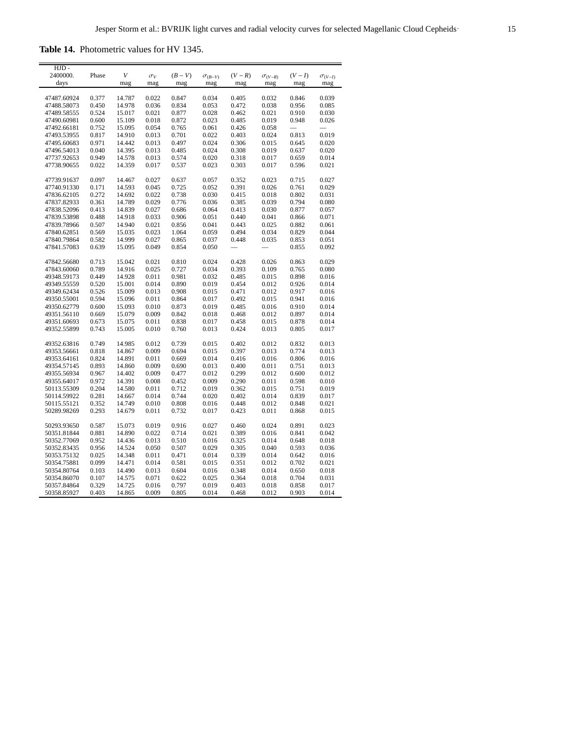**Table 14.** Photometric values for HV 1345.

| HJD - 2400000. days | Phase | $V$ mag | $\sigma_V$ mag | $(B-V)$ mag | $\sigma_{(B-V)}$ mag | $(V-R)$ mag | $\sigma_{(V-R)}$ mag | $(V-I)$ mag | $\sigma_{(V-I)}$ mag |
|---|---|---|---|---|---|---|---|---|---|
| 47487.60924 | 0.377 | 14.787 | 0.022 | 0.847 | 0.034 | 0.405 | 0.032 | 0.846 | 0.039 |
| 47488.58073 | 0.450 | 14.978 | 0.036 | 0.834 | 0.053 | 0.472 | 0.038 | 0.956 | 0.085 |
| 47489.58555 | 0.524 | 15.017 | 0.021 | 0.877 | 0.028 | 0.462 | 0.021 | 0.910 | 0.030 |
| 47490.60981 | 0.600 | 15.109 | 0.018 | 0.872 | 0.023 | 0.485 | 0.019 | 0.948 | 0.026 |
| 47492.66181 | 0.752 | 15.095 | 0.054 | 0.765 | 0.061 | 0.426 | 0.058 | — | — |
| 47493.53955 | 0.817 | 14.910 | 0.013 | 0.701 | 0.022 | 0.403 | 0.024 | 0.813 | 0.019 |
| 47495.60683 | 0.971 | 14.442 | 0.013 | 0.497 | 0.024 | 0.306 | 0.015 | 0.645 | 0.020 |
| 47496.54013 | 0.040 | 14.395 | 0.013 | 0.485 | 0.024 | 0.308 | 0.019 | 0.637 | 0.020 |
| 47737.92653 | 0.949 | 14.578 | 0.013 | 0.574 | 0.020 | 0.318 | 0.017 | 0.659 | 0.014 |
| 47738.90655 | 0.022 | 14.359 | 0.017 | 0.537 | 0.023 | 0.303 | 0.017 | 0.596 | 0.021 |
| 47739.91637 | 0.097 | 14.467 | 0.027 | 0.637 | 0.057 | 0.352 | 0.023 | 0.715 | 0.027 |
| 47740.91330 | 0.171 | 14.593 | 0.045 | 0.725 | 0.052 | 0.391 | 0.026 | 0.761 | 0.029 |
| 47836.62105 | 0.272 | 14.692 | 0.022 | 0.738 | 0.030 | 0.415 | 0.018 | 0.802 | 0.031 |
| 47837.82933 | 0.361 | 14.789 | 0.029 | 0.776 | 0.036 | 0.385 | 0.039 | 0.794 | 0.080 |
| 47838.52096 | 0.413 | 14.839 | 0.027 | 0.686 | 0.064 | 0.413 | 0.030 | 0.877 | 0.057 |
| 47839.53898 | 0.488 | 14.918 | 0.033 | 0.906 | 0.051 | 0.440 | 0.041 | 0.866 | 0.071 |
| 47839.78966 | 0.507 | 14.940 | 0.021 | 0.856 | 0.041 | 0.443 | 0.025 | 0.882 | 0.061 |
| 47840.62851 | 0.569 | 15.035 | 0.023 | 1.064 | 0.059 | 0.494 | 0.034 | 0.829 | 0.044 |
| 47840.79864 | 0.582 | 14.999 | 0.027 | 0.865 | 0.037 | 0.448 | 0.035 | 0.853 | 0.051 |
| 47841.57083 | 0.639 | 15.095 | 0.049 | 0.854 | 0.050 | — | — | 0.855 | 0.092 |
| 47842.56680 | 0.713 | 15.042 | 0.021 | 0.810 | 0.024 | 0.428 | 0.026 | 0.863 | 0.029 |
| 47843.60060 | 0.789 | 14.916 | 0.025 | 0.727 | 0.034 | 0.393 | 0.109 | 0.765 | 0.080 |
| 49348.59173 | 0.449 | 14.928 | 0.011 | 0.981 | 0.032 | 0.485 | 0.015 | 0.898 | 0.016 |
| 49349.55559 | 0.520 | 15.001 | 0.014 | 0.890 | 0.019 | 0.454 | 0.012 | 0.926 | 0.014 |
| 49349.62434 | 0.526 | 15.009 | 0.013 | 0.908 | 0.015 | 0.471 | 0.012 | 0.917 | 0.016 |
| 49350.55001 | 0.594 | 15.096 | 0.011 | 0.864 | 0.017 | 0.492 | 0.015 | 0.941 | 0.016 |
| 49350.62779 | 0.600 | 15.093 | 0.010 | 0.873 | 0.019 | 0.485 | 0.016 | 0.910 | 0.014 |
| 49351.56110 | 0.669 | 15.079 | 0.009 | 0.842 | 0.018 | 0.468 | 0.012 | 0.897 | 0.014 |
| 49351.60693 | 0.673 | 15.075 | 0.011 | 0.838 | 0.017 | 0.458 | 0.015 | 0.878 | 0.014 |
| 49352.55899 | 0.743 | 15.005 | 0.010 | 0.760 | 0.013 | 0.424 | 0.013 | 0.805 | 0.017 |
| 49352.63816 | 0.749 | 14.985 | 0.012 | 0.739 | 0.015 | 0.402 | 0.012 | 0.832 | 0.013 |
| 49353.56661 | 0.818 | 14.867 | 0.009 | 0.694 | 0.015 | 0.397 | 0.013 | 0.774 | 0.013 |
| 49353.64161 | 0.824 | 14.891 | 0.011 | 0.669 | 0.014 | 0.416 | 0.016 | 0.806 | 0.016 |
| 49354.57145 | 0.893 | 14.860 | 0.009 | 0.690 | 0.013 | 0.400 | 0.011 | 0.751 | 0.013 |
| 49355.56934 | 0.967 | 14.402 | 0.009 | 0.477 | 0.012 | 0.299 | 0.012 | 0.600 | 0.012 |
| 49355.64017 | 0.972 | 14.391 | 0.008 | 0.452 | 0.009 | 0.290 | 0.011 | 0.598 | 0.010 |
| 50113.55309 | 0.204 | 14.580 | 0.011 | 0.712 | 0.019 | 0.362 | 0.015 | 0.751 | 0.019 |
| 50114.59922 | 0.281 | 14.667 | 0.014 | 0.744 | 0.020 | 0.402 | 0.014 | 0.839 | 0.017 |
| 50115.55121 | 0.352 | 14.749 | 0.010 | 0.808 | 0.016 | 0.448 | 0.012 | 0.848 | 0.021 |
| 50289.98269 | 0.293 | 14.679 | 0.011 | 0.732 | 0.017 | 0.423 | 0.011 | 0.868 | 0.015 |
| 50293.93650 | 0.587 | 15.073 | 0.019 | 0.916 | 0.027 | 0.460 | 0.024 | 0.891 | 0.023 |
| 50351.81844 | 0.881 | 14.890 | 0.022 | 0.714 | 0.021 | 0.389 | 0.016 | 0.841 | 0.042 |
| 50352.77069 | 0.952 | 14.436 | 0.013 | 0.510 | 0.016 | 0.325 | 0.014 | 0.648 | 0.018 |
| 50352.83435 | 0.956 | 14.524 | 0.050 | 0.507 | 0.029 | 0.305 | 0.040 | 0.593 | 0.036 |
| 50353.75132 | 0.025 | 14.348 | 0.011 | 0.471 | 0.014 | 0.339 | 0.014 | 0.642 | 0.016 |
| 50354.75881 | 0.099 | 14.471 | 0.014 | 0.581 | 0.015 | 0.351 | 0.012 | 0.702 | 0.021 |
| 50354.80764 | 0.103 | 14.490 | 0.013 | 0.604 | 0.016 | 0.348 | 0.014 | 0.650 | 0.018 |
| 50354.86070 | 0.107 | 14.575 | 0.071 | 0.622 | 0.025 | 0.364 | 0.018 | 0.704 | 0.031 |
| 50357.84864 | 0.329 | 14.725 | 0.016 | 0.797 | 0.019 | 0.403 | 0.018 | 0.858 | 0.017 |
| 50358.85927 | 0.403 | 14.865 | 0.009 | 0.805 | 0.014 | 0.468 | 0.012 | 0.903 | 0.014 |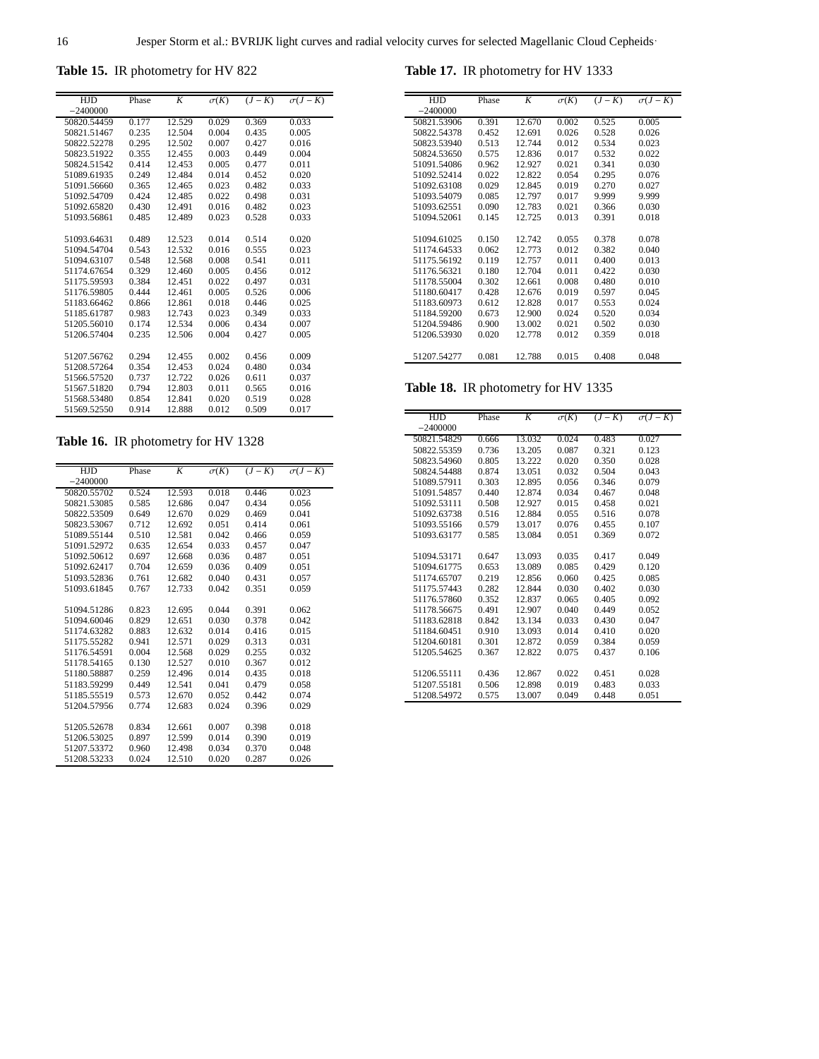**Table 15.** IR photometry for HV 822

| HJD $-2400000$ | Phase | $K$ | $\sigma(K)$ | $(J-K)$ | $\sigma(J-K)$ |
|---|---|---|---|---|---|
| 50820.54459 | 0.177 | 12.529 | 0.029 | 0.369 | 0.033 |
| 50821.51467 | 0.235 | 12.504 | 0.004 | 0.435 | 0.005 |
| 50822.52278 | 0.295 | 12.502 | 0.007 | 0.427 | 0.016 |
| 50823.51922 | 0.355 | 12.455 | 0.003 | 0.449 | 0.004 |
| 50824.51542 | 0.414 | 12.453 | 0.005 | 0.477 | 0.011 |
| 51089.61935 | 0.249 | 12.484 | 0.014 | 0.452 | 0.020 |
| 51091.56660 | 0.365 | 12.465 | 0.023 | 0.482 | 0.033 |
| 51092.54709 | 0.424 | 12.485 | 0.022 | 0.498 | 0.031 |
| 51092.65820 | 0.430 | 12.491 | 0.016 | 0.482 | 0.023 |
| 51093.56861 | 0.485 | 12.489 | 0.023 | 0.528 | 0.033 |
| 51093.64631 | 0.489 | 12.523 | 0.014 | 0.514 | 0.020 |
| 51094.54704 | 0.543 | 12.532 | 0.016 | 0.555 | 0.023 |
| 51094.63107 | 0.548 | 12.568 | 0.008 | 0.541 | 0.011 |
| 51174.67654 | 0.329 | 12.460 | 0.005 | 0.456 | 0.012 |
| 51175.59593 | 0.384 | 12.451 | 0.022 | 0.497 | 0.031 |
| 51176.59805 | 0.444 | 12.461 | 0.005 | 0.526 | 0.006 |
| 51183.66462 | 0.866 | 12.861 | 0.018 | 0.446 | 0.025 |
| 51185.61787 | 0.983 | 12.743 | 0.023 | 0.349 | 0.033 |
| 51205.56010 | 0.174 | 12.534 | 0.006 | 0.434 | 0.007 |
| 51206.57404 | 0.235 | 12.506 | 0.004 | 0.427 | 0.005 |
| 51207.56762 | 0.294 | 12.455 | 0.002 | 0.456 | 0.009 |
| 51208.57264 | 0.354 | 12.453 | 0.024 | 0.480 | 0.034 |
| 51566.57520 | 0.737 | 12.722 | 0.026 | 0.611 | 0.037 |
| 51567.51820 | 0.794 | 12.803 | 0.011 | 0.565 | 0.016 |
| 51568.53480 | 0.854 | 12.841 | 0.020 | 0.519 | 0.028 |
| 51569.52550 | 0.914 | 12.888 | 0.012 | 0.509 | 0.017 |

**Table 16.** IR photometry for HV 1328

| HJD $-2400000$ | Phase | $K$ | $\sigma(K)$ | $(J-K)$ | $\sigma(J-K)$ |
|---|---|---|---|---|---|
| 50820.55702 | 0.524 | 12.593 | 0.018 | 0.446 | 0.023 |
| 50821.53085 | 0.585 | 12.686 | 0.047 | 0.434 | 0.056 |
| 50822.53509 | 0.649 | 12.670 | 0.029 | 0.469 | 0.041 |
| 50823.53067 | 0.712 | 12.692 | 0.051 | 0.414 | 0.061 |
| 51089.55144 | 0.510 | 12.581 | 0.042 | 0.466 | 0.059 |
| 51091.52972 | 0.635 | 12.654 | 0.033 | 0.457 | 0.047 |
| 51092.50612 | 0.697 | 12.668 | 0.036 | 0.487 | 0.051 |
| 51092.62417 | 0.704 | 12.659 | 0.036 | 0.409 | 0.051 |
| 51093.52836 | 0.761 | 12.682 | 0.040 | 0.431 | 0.057 |
| 51093.61845 | 0.767 | 12.733 | 0.042 | 0.351 | 0.059 |
| 51094.51286 | 0.823 | 12.695 | 0.044 | 0.391 | 0.062 |
| 51094.60046 | 0.829 | 12.651 | 0.030 | 0.378 | 0.042 |
| 51174.63282 | 0.883 | 12.632 | 0.014 | 0.416 | 0.015 |
| 51175.55282 | 0.941 | 12.571 | 0.029 | 0.313 | 0.031 |
| 51176.54591 | 0.004 | 12.568 | 0.029 | 0.255 | 0.032 |
| 51178.54165 | 0.130 | 12.527 | 0.010 | 0.367 | 0.012 |
| 51180.58887 | 0.259 | 12.496 | 0.014 | 0.435 | 0.018 |
| 51183.59299 | 0.449 | 12.541 | 0.041 | 0.479 | 0.058 |
| 51185.55519 | 0.573 | 12.670 | 0.052 | 0.442 | 0.074 |
| 51204.57956 | 0.774 | 12.683 | 0.024 | 0.396 | 0.029 |
| 51205.52678 | 0.834 | 12.661 | 0.007 | 0.398 | 0.018 |
| 51206.53025 | 0.897 | 12.599 | 0.014 | 0.390 | 0.019 |
| 51207.53372 | 0.960 | 12.498 | 0.034 | 0.370 | 0.048 |
| 51208.53233 | 0.024 | 12.510 | 0.020 | 0.287 | 0.026 |

**Table 17.** IR photometry for HV 1333

| HJD $-2400000$ | Phase | $K$ | $\sigma(K)$ | $(J-K)$ | $\sigma(J-K)$ |
|---|---|---|---|---|---|
| 50821.53906 | 0.391 | 12.670 | 0.002 | 0.525 | 0.005 |
| 50822.54378 | 0.452 | 12.691 | 0.026 | 0.528 | 0.026 |
| 50823.53940 | 0.513 | 12.744 | 0.012 | 0.534 | 0.023 |
| 50824.53650 | 0.575 | 12.836 | 0.017 | 0.532 | 0.022 |
| 51091.54086 | 0.962 | 12.927 | 0.021 | 0.341 | 0.030 |
| 51092.52414 | 0.022 | 12.822 | 0.054 | 0.295 | 0.076 |
| 51092.63108 | 0.029 | 12.845 | 0.019 | 0.270 | 0.027 |
| 51093.54079 | 0.085 | 12.797 | 0.017 | 9.999 | 9.999 |
| 51093.62551 | 0.090 | 12.783 | 0.021 | 0.366 | 0.030 |
| 51094.52061 | 0.145 | 12.725 | 0.013 | 0.391 | 0.018 |
| 51094.61025 | 0.150 | 12.742 | 0.055 | 0.378 | 0.078 |
| 51174.64533 | 0.062 | 12.773 | 0.012 | 0.382 | 0.040 |
| 51175.56192 | 0.119 | 12.757 | 0.011 | 0.400 | 0.013 |
| 51176.56321 | 0.180 | 12.704 | 0.011 | 0.422 | 0.030 |
| 51178.55004 | 0.302 | 12.661 | 0.008 | 0.480 | 0.010 |
| 51180.60417 | 0.428 | 12.676 | 0.019 | 0.597 | 0.045 |
| 51183.60973 | 0.612 | 12.828 | 0.017 | 0.553 | 0.024 |
| 51184.59200 | 0.673 | 12.900 | 0.024 | 0.520 | 0.034 |
| 51204.59486 | 0.900 | 13.002 | 0.021 | 0.502 | 0.030 |
| 51206.53930 | 0.020 | 12.778 | 0.012 | 0.359 | 0.018 |
| 51207.54277 | 0.081 | 12.788 | 0.015 | 0.408 | 0.048 |

**Table 18.** IR photometry for HV 1335

| HJD $-2400000$ | Phase | $K$ | $\sigma(K)$ | $(J-K)$ | $\sigma(J-K)$ |
|---|---|---|---|---|---|
| 50821.54829 | 0.666 | 13.032 | 0.024 | 0.483 | 0.027 |
| 50822.55359 | 0.736 | 13.205 | 0.087 | 0.321 | 0.123 |
| 50823.54960 | 0.805 | 13.222 | 0.020 | 0.350 | 0.028 |
| 50824.54488 | 0.874 | 13.051 | 0.032 | 0.504 | 0.043 |
| 51089.57911 | 0.303 | 12.895 | 0.056 | 0.346 | 0.079 |
| 51091.54857 | 0.440 | 12.874 | 0.034 | 0.467 | 0.048 |
| 51092.53111 | 0.508 | 12.927 | 0.015 | 0.458 | 0.021 |
| 51092.63738 | 0.516 | 12.884 | 0.055 | 0.516 | 0.078 |
| 51093.55166 | 0.579 | 13.017 | 0.076 | 0.455 | 0.107 |
| 51093.63177 | 0.585 | 13.084 | 0.051 | 0.369 | 0.072 |
| 51094.53171 | 0.647 | 13.093 | 0.035 | 0.417 | 0.049 |
| 51094.61775 | 0.653 | 13.089 | 0.085 | 0.429 | 0.120 |
| 51174.65707 | 0.219 | 12.856 | 0.060 | 0.425 | 0.085 |
| 51175.57443 | 0.282 | 12.844 | 0.030 | 0.402 | 0.030 |
| 51176.57860 | 0.352 | 12.837 | 0.065 | 0.405 | 0.092 |
| 51178.56675 | 0.491 | 12.907 | 0.040 | 0.449 | 0.052 |
| 51183.62818 | 0.842 | 13.134 | 0.033 | 0.430 | 0.047 |
| 51184.60451 | 0.910 | 13.093 | 0.014 | 0.410 | 0.020 |
| 51204.60181 | 0.301 | 12.872 | 0.059 | 0.384 | 0.059 |
| 51205.54625 | 0.367 | 12.822 | 0.075 | 0.437 | 0.106 |
| 51206.55111 | 0.436 | 12.867 | 0.022 | 0.451 | 0.028 |
| 51207.55181 | 0.506 | 12.898 | 0.019 | 0.483 | 0.033 |
| 51208.54972 | 0.575 | 13.007 | 0.049 | 0.448 | 0.051 |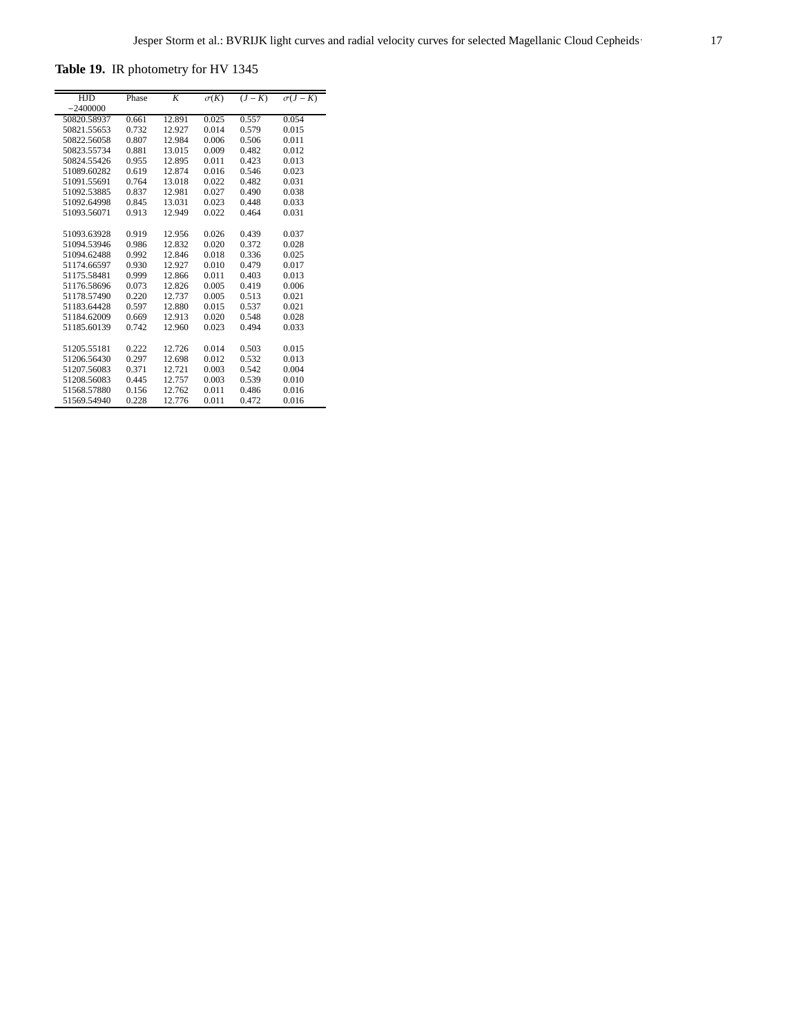**Table 19.** IR photometry for HV 1345

| HJD $-2400000$ | Phase | $K$ | $\sigma(K)$ | $(J-K)$ | $\sigma(J-K)$ |
|---|---|---|---|---|---|
| 50820.58937 | 0.661 | 12.891 | 0.025 | 0.557 | 0.054 |
| 50821.55653 | 0.732 | 12.927 | 0.014 | 0.579 | 0.015 |
| 50822.56058 | 0.807 | 12.984 | 0.006 | 0.506 | 0.011 |
| 50823.55734 | 0.881 | 13.015 | 0.009 | 0.482 | 0.012 |
| 50824.55426 | 0.955 | 12.895 | 0.011 | 0.423 | 0.013 |
| 51089.60282 | 0.619 | 12.874 | 0.016 | 0.546 | 0.023 |
| 51091.55691 | 0.764 | 13.018 | 0.022 | 0.482 | 0.031 |
| 51092.53885 | 0.837 | 12.981 | 0.027 | 0.490 | 0.038 |
| 51092.64998 | 0.845 | 13.031 | 0.023 | 0.448 | 0.033 |
| 51093.56071 | 0.913 | 12.949 | 0.022 | 0.464 | 0.031 |
| 51093.63928 | 0.919 | 12.956 | 0.026 | 0.439 | 0.037 |
| 51094.53946 | 0.986 | 12.832 | 0.020 | 0.372 | 0.028 |
| 51094.62488 | 0.992 | 12.846 | 0.018 | 0.336 | 0.025 |
| 51174.66597 | 0.930 | 12.927 | 0.010 | 0.479 | 0.017 |
| 51175.58481 | 0.999 | 12.866 | 0.011 | 0.403 | 0.013 |
| 51176.58696 | 0.073 | 12.826 | 0.005 | 0.419 | 0.006 |
| 51178.57490 | 0.220 | 12.737 | 0.005 | 0.513 | 0.021 |
| 51183.64428 | 0.597 | 12.880 | 0.015 | 0.537 | 0.021 |
| 51184.62009 | 0.669 | 12.913 | 0.020 | 0.548 | 0.028 |
| 51185.60139 | 0.742 | 12.960 | 0.023 | 0.494 | 0.033 |
| 51205.55181 | 0.222 | 12.726 | 0.014 | 0.503 | 0.015 |
| 51206.56430 | 0.297 | 12.698 | 0.012 | 0.532 | 0.013 |
| 51207.56083 | 0.371 | 12.721 | 0.003 | 0.542 | 0.004 |
| 51208.56083 | 0.445 | 12.757 | 0.003 | 0.539 | 0.010 |
| 51568.57880 | 0.156 | 12.762 | 0.011 | 0.486 | 0.016 |
| 51569.54940 | 0.228 | 12.776 | 0.011 | 0.472 | 0.016 |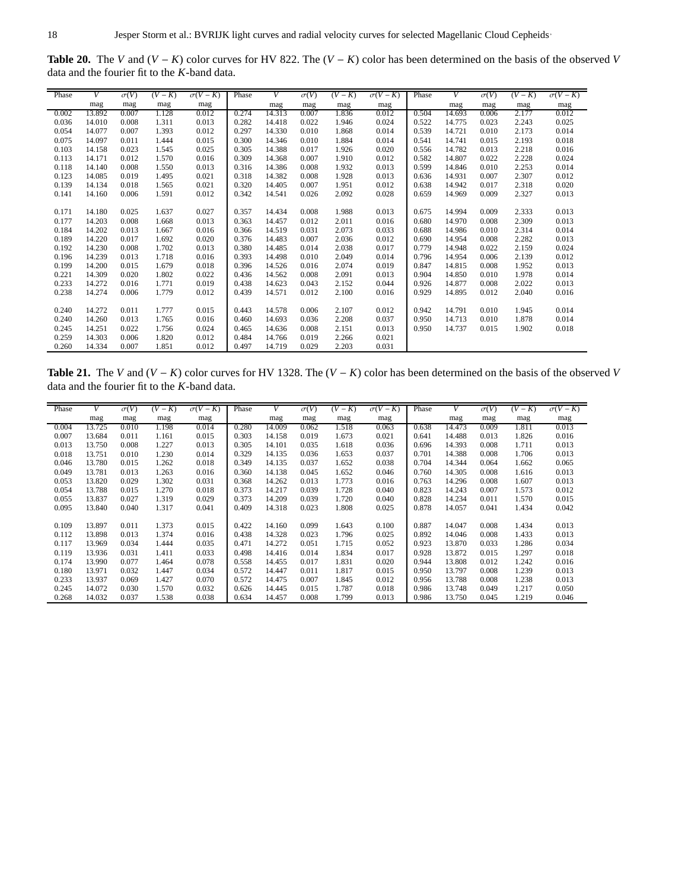**Table 20.** The $V$ and $(V-K)$ color curves for HV 822. The $(V-K)$ color has been determined on the basis of the observed $V$ data and the fourier fit to the $K$-band data.

| Phase | $V$ | $\sigma(V)$ | $(V-K)$ | $\sigma(V-K)$ | Phase | $V$ | $\sigma(V)$ | $(V-K)$ | $\sigma(V-K)$ | Phase | $V$ | $\sigma(V)$ | $(V-K)$ | $\sigma(V-K)$ |
|---|---|---|---|---|---|---|---|---|---|---|---|---|---|---|
| | mag | mag | mag | mag | | mag | mag | mag | mag | | mag | mag | mag | mag |
| 0.002 | 13.892 | 0.007 | 1.128 | 0.012 | 0.274 | 14.313 | 0.007 | 1.836 | 0.012 | 0.504 | 14.693 | 0.006 | 2.177 | 0.012 |
| 0.036 | 14.010 | 0.008 | 1.311 | 0.013 | 0.282 | 14.418 | 0.022 | 1.946 | 0.024 | 0.522 | 14.775 | 0.023 | 2.243 | 0.025 |
| 0.054 | 14.077 | 0.007 | 1.393 | 0.012 | 0.297 | 14.330 | 0.010 | 1.868 | 0.014 | 0.539 | 14.721 | 0.010 | 2.173 | 0.014 |
| 0.075 | 14.097 | 0.011 | 1.444 | 0.015 | 0.300 | 14.346 | 0.010 | 1.884 | 0.014 | 0.541 | 14.741 | 0.015 | 2.193 | 0.018 |
| 0.103 | 14.158 | 0.023 | 1.545 | 0.025 | 0.305 | 14.388 | 0.017 | 1.926 | 0.020 | 0.556 | 14.782 | 0.013 | 2.218 | 0.016 |
| 0.113 | 14.171 | 0.012 | 1.570 | 0.016 | 0.309 | 14.368 | 0.007 | 1.910 | 0.012 | 0.582 | 14.807 | 0.022 | 2.228 | 0.024 |
| 0.118 | 14.140 | 0.008 | 1.550 | 0.013 | 0.316 | 14.386 | 0.008 | 1.932 | 0.013 | 0.599 | 14.846 | 0.010 | 2.253 | 0.014 |
| 0.123 | 14.085 | 0.019 | 1.495 | 0.021 | 0.318 | 14.382 | 0.008 | 1.928 | 0.013 | 0.636 | 14.931 | 0.007 | 2.307 | 0.012 |
| 0.139 | 14.134 | 0.018 | 1.565 | 0.021 | 0.320 | 14.405 | 0.007 | 1.951 | 0.012 | 0.638 | 14.942 | 0.017 | 2.318 | 0.020 |
| 0.141 | 14.160 | 0.006 | 1.591 | 0.012 | 0.342 | 14.541 | 0.026 | 2.092 | 0.028 | 0.659 | 14.969 | 0.009 | 2.327 | 0.013 |
| 0.171 | 14.180 | 0.025 | 1.637 | 0.027 | 0.357 | 14.434 | 0.008 | 1.988 | 0.013 | 0.675 | 14.994 | 0.009 | 2.333 | 0.013 |
| 0.177 | 14.203 | 0.008 | 1.668 | 0.013 | 0.363 | 14.457 | 0.012 | 2.011 | 0.016 | 0.680 | 14.970 | 0.008 | 2.309 | 0.013 |
| 0.184 | 14.202 | 0.013 | 1.667 | 0.016 | 0.366 | 14.519 | 0.031 | 2.073 | 0.033 | 0.688 | 14.986 | 0.010 | 2.314 | 0.014 |
| 0.189 | 14.220 | 0.017 | 1.692 | 0.020 | 0.376 | 14.483 | 0.007 | 2.036 | 0.012 | 0.690 | 14.954 | 0.008 | 2.282 | 0.013 |
| 0.192 | 14.230 | 0.008 | 1.702 | 0.013 | 0.380 | 14.485 | 0.014 | 2.038 | 0.017 | 0.779 | 14.948 | 0.022 | 2.159 | 0.024 |
| 0.196 | 14.239 | 0.013 | 1.718 | 0.016 | 0.393 | 14.498 | 0.010 | 2.049 | 0.014 | 0.796 | 14.954 | 0.006 | 2.139 | 0.012 |
| 0.199 | 14.200 | 0.015 | 1.679 | 0.018 | 0.396 | 14.526 | 0.016 | 2.074 | 0.019 | 0.847 | 14.815 | 0.008 | 1.952 | 0.013 |
| 0.221 | 14.309 | 0.020 | 1.802 | 0.022 | 0.436 | 14.562 | 0.008 | 2.091 | 0.013 | 0.904 | 14.850 | 0.010 | 1.978 | 0.014 |
| 0.233 | 14.272 | 0.016 | 1.771 | 0.019 | 0.438 | 14.623 | 0.043 | 2.152 | 0.044 | 0.926 | 14.877 | 0.008 | 2.022 | 0.013 |
| 0.238 | 14.274 | 0.006 | 1.779 | 0.012 | 0.439 | 14.571 | 0.012 | 2.100 | 0.016 | 0.929 | 14.895 | 0.012 | 2.040 | 0.016 |
| 0.240 | 14.272 | 0.011 | 1.777 | 0.015 | 0.443 | 14.578 | 0.006 | 2.107 | 0.012 | 0.942 | 14.791 | 0.010 | 1.945 | 0.014 |
| 0.240 | 14.260 | 0.013 | 1.765 | 0.016 | 0.460 | 14.693 | 0.036 | 2.208 | 0.037 | 0.950 | 14.713 | 0.010 | 1.878 | 0.014 |
| 0.245 | 14.251 | 0.022 | 1.756 | 0.024 | 0.465 | 14.636 | 0.008 | 2.151 | 0.013 | 0.950 | 14.737 | 0.015 | 1.902 | 0.018 |
| 0.259 | 14.303 | 0.006 | 1.820 | 0.012 | 0.484 | 14.766 | 0.019 | 2.266 | 0.021 | | | | | |
| 0.260 | 14.334 | 0.007 | 1.851 | 0.012 | 0.497 | 14.719 | 0.029 | 2.203 | 0.031 | | | | | |

**Table 21.** The $V$ and $(V-K)$ color curves for HV 1328. The $(V-K)$ color has been determined on the basis of the observed $V$ data and the fourier fit to the $K$-band data.

| Phase | $V$ | $\sigma(V)$ | $(V-K)$ | $\sigma(V-K)$ | Phase | $V$ | $\sigma(V)$ | $(V-K)$ | $\sigma(V-K)$ | Phase | $V$ | $\sigma(V)$ | $(V-K)$ | $\sigma(V-K)$ |
|---|---|---|---|---|---|---|---|---|---|---|---|---|---|---|
| | mag | mag | mag | mag | | mag | mag | mag | mag | | mag | mag | mag | mag |
| 0.004 | 13.725 | 0.010 | 1.198 | 0.014 | 0.280 | 14.009 | 0.062 | 1.518 | 0.063 | 0.638 | 14.473 | 0.009 | 1.811 | 0.013 |
| 0.007 | 13.684 | 0.011 | 1.161 | 0.015 | 0.303 | 14.158 | 0.019 | 1.673 | 0.021 | 0.641 | 14.488 | 0.013 | 1.826 | 0.016 |
| 0.013 | 13.750 | 0.008 | 1.227 | 0.013 | 0.305 | 14.101 | 0.035 | 1.618 | 0.036 | 0.696 | 14.393 | 0.008 | 1.711 | 0.013 |
| 0.018 | 13.751 | 0.010 | 1.230 | 0.014 | 0.329 | 14.135 | 0.036 | 1.653 | 0.037 | 0.701 | 14.388 | 0.008 | 1.706 | 0.013 |
| 0.046 | 13.780 | 0.015 | 1.262 | 0.018 | 0.349 | 14.135 | 0.037 | 1.652 | 0.038 | 0.704 | 14.344 | 0.064 | 1.662 | 0.065 |
| 0.049 | 13.781 | 0.013 | 1.263 | 0.016 | 0.360 | 14.138 | 0.045 | 1.652 | 0.046 | 0.760 | 14.305 | 0.008 | 1.616 | 0.013 |
| 0.053 | 13.820 | 0.029 | 1.302 | 0.031 | 0.368 | 14.262 | 0.013 | 1.773 | 0.016 | 0.763 | 14.296 | 0.008 | 1.607 | 0.013 |
| 0.054 | 13.788 | 0.015 | 1.270 | 0.018 | 0.373 | 14.217 | 0.039 | 1.728 | 0.040 | 0.823 | 14.243 | 0.007 | 1.573 | 0.012 |
| 0.055 | 13.837 | 0.027 | 1.319 | 0.029 | 0.373 | 14.209 | 0.039 | 1.720 | 0.040 | 0.828 | 14.234 | 0.011 | 1.570 | 0.015 |
| 0.095 | 13.840 | 0.040 | 1.317 | 0.041 | 0.409 | 14.318 | 0.023 | 1.808 | 0.025 | 0.878 | 14.057 | 0.041 | 1.434 | 0.042 |
| 0.109 | 13.897 | 0.011 | 1.373 | 0.015 | 0.422 | 14.160 | 0.099 | 1.643 | 0.100 | 0.887 | 14.047 | 0.008 | 1.434 | 0.013 |
| 0.112 | 13.898 | 0.013 | 1.374 | 0.016 | 0.438 | 14.328 | 0.023 | 1.796 | 0.025 | 0.892 | 14.046 | 0.008 | 1.433 | 0.013 |
| 0.117 | 13.969 | 0.034 | 1.444 | 0.035 | 0.471 | 14.272 | 0.051 | 1.715 | 0.052 | 0.923 | 13.870 | 0.033 | 1.286 | 0.034 |
| 0.119 | 13.936 | 0.031 | 1.411 | 0.033 | 0.498 | 14.416 | 0.014 | 1.834 | 0.017 | 0.928 | 13.872 | 0.015 | 1.297 | 0.018 |
| 0.174 | 13.990 | 0.077 | 1.464 | 0.078 | 0.558 | 14.455 | 0.017 | 1.831 | 0.020 | 0.944 | 13.808 | 0.012 | 1.242 | 0.016 |
| 0.180 | 13.971 | 0.032 | 1.447 | 0.034 | 0.572 | 14.447 | 0.011 | 1.817 | 0.015 | 0.950 | 13.797 | 0.008 | 1.239 | 0.013 |
| 0.233 | 13.937 | 0.069 | 1.427 | 0.070 | 0.572 | 14.475 | 0.007 | 1.845 | 0.012 | 0.956 | 13.788 | 0.008 | 1.238 | 0.013 |
| 0.245 | 14.072 | 0.030 | 1.570 | 0.032 | 0.626 | 14.445 | 0.015 | 1.787 | 0.018 | 0.986 | 13.748 | 0.049 | 1.217 | 0.050 |
| 0.268 | 14.032 | 0.037 | 1.538 | 0.038 | 0.634 | 14.457 | 0.008 | 1.799 | 0.013 | 0.986 | 13.750 | 0.045 | 1.219 | 0.046 |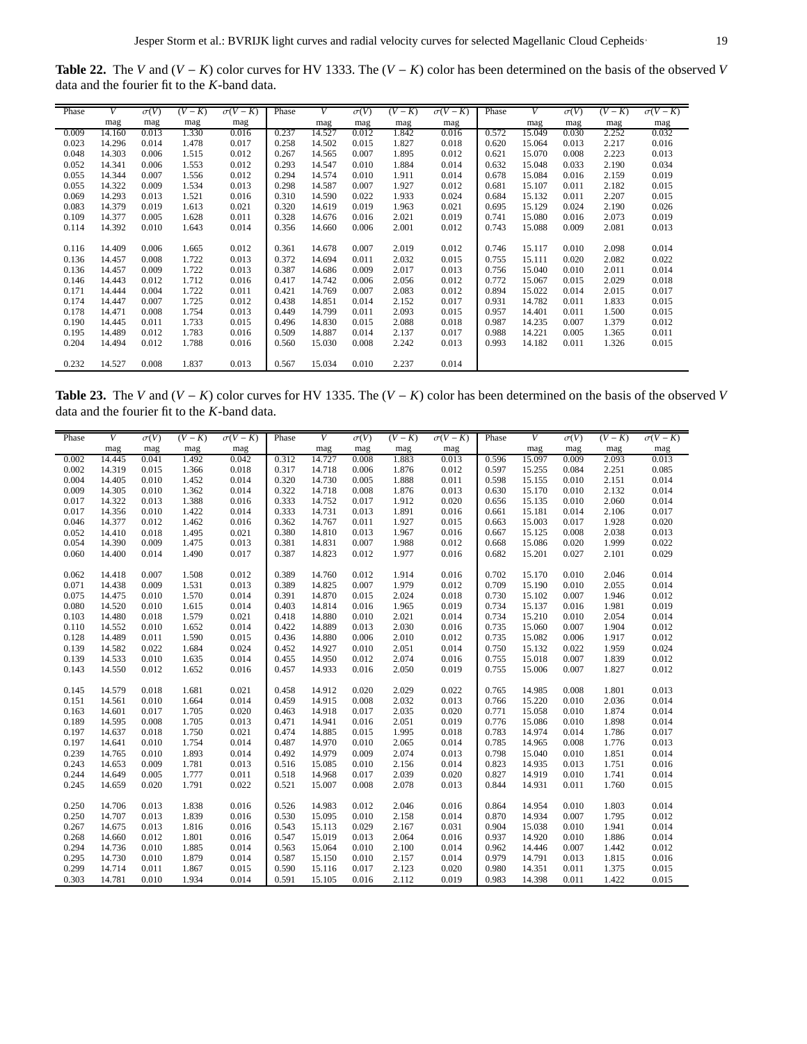**Table 22.** The $V$ and $(V-K)$ color curves for HV 1333. The $(V-K)$ color has been determined on the basis of the observed $V$ data and the fourier fit to the $K$-band data.

| Phase | $V$ | $\sigma(V)$ | $(V-K)$ | $\sigma(V-K)$ | Phase | $V$ | $\sigma(V)$ | $(V-K)$ | $\sigma(V-K)$ | Phase | $V$ | $\sigma(V)$ | $(V-K)$ | $\sigma(V-K)$ |
|---|---|---|---|---|---|---|---|---|---|---|---|---|---|---|
| | mag | mag | mag | mag | | mag | mag | mag | mag | | mag | mag | mag | mag |
| 0.009 | 14.160 | 0.013 | 1.330 | 0.016 | 0.237 | 14.527 | 0.012 | 1.842 | 0.016 | 0.572 | 15.049 | 0.030 | 2.252 | 0.032 |
| 0.023 | 14.296 | 0.014 | 1.478 | 0.017 | 0.258 | 14.502 | 0.015 | 1.827 | 0.018 | 0.620 | 15.064 | 0.013 | 2.217 | 0.016 |
| 0.048 | 14.303 | 0.006 | 1.515 | 0.012 | 0.267 | 14.565 | 0.007 | 1.895 | 0.012 | 0.621 | 15.070 | 0.008 | 2.223 | 0.013 |
| 0.052 | 14.341 | 0.006 | 1.553 | 0.012 | 0.293 | 14.547 | 0.010 | 1.884 | 0.014 | 0.632 | 15.048 | 0.033 | 2.190 | 0.034 |
| 0.055 | 14.344 | 0.007 | 1.556 | 0.012 | 0.294 | 14.574 | 0.010 | 1.911 | 0.014 | 0.678 | 15.084 | 0.016 | 2.159 | 0.019 |
| 0.055 | 14.322 | 0.009 | 1.534 | 0.013 | 0.298 | 14.587 | 0.007 | 1.927 | 0.012 | 0.681 | 15.107 | 0.011 | 2.182 | 0.015 |
| 0.069 | 14.293 | 0.013 | 1.521 | 0.016 | 0.310 | 14.590 | 0.022 | 1.933 | 0.024 | 0.684 | 15.132 | 0.011 | 2.207 | 0.015 |
| 0.083 | 14.379 | 0.019 | 1.613 | 0.021 | 0.320 | 14.619 | 0.019 | 1.963 | 0.021 | 0.695 | 15.129 | 0.024 | 2.190 | 0.026 |
| 0.109 | 14.377 | 0.005 | 1.628 | 0.011 | 0.328 | 14.676 | 0.016 | 2.021 | 0.019 | 0.741 | 15.080 | 0.016 | 2.073 | 0.019 |
| 0.114 | 14.392 | 0.010 | 1.643 | 0.014 | 0.356 | 14.660 | 0.006 | 2.001 | 0.012 | 0.743 | 15.088 | 0.009 | 2.081 | 0.013 |
| 0.116 | 14.409 | 0.006 | 1.665 | 0.012 | 0.361 | 14.678 | 0.007 | 2.019 | 0.012 | 0.746 | 15.117 | 0.010 | 2.098 | 0.014 |
| 0.136 | 14.457 | 0.008 | 1.722 | 0.013 | 0.372 | 14.694 | 0.011 | 2.032 | 0.015 | 0.755 | 15.111 | 0.020 | 2.082 | 0.022 |
| 0.136 | 14.457 | 0.009 | 1.722 | 0.013 | 0.387 | 14.686 | 0.009 | 2.017 | 0.013 | 0.756 | 15.040 | 0.010 | 2.011 | 0.014 |
| 0.146 | 14.443 | 0.012 | 1.712 | 0.016 | 0.417 | 14.742 | 0.006 | 2.056 | 0.012 | 0.772 | 15.067 | 0.015 | 2.029 | 0.018 |
| 0.171 | 14.444 | 0.004 | 1.722 | 0.011 | 0.421 | 14.769 | 0.007 | 2.083 | 0.012 | 0.894 | 15.022 | 0.014 | 2.015 | 0.017 |
| 0.174 | 14.447 | 0.007 | 1.725 | 0.012 | 0.438 | 14.851 | 0.014 | 2.152 | 0.017 | 0.931 | 14.782 | 0.011 | 1.833 | 0.015 |
| 0.178 | 14.471 | 0.008 | 1.754 | 0.013 | 0.449 | 14.799 | 0.011 | 2.093 | 0.015 | 0.957 | 14.401 | 0.011 | 1.500 | 0.015 |
| 0.190 | 14.445 | 0.011 | 1.733 | 0.015 | 0.496 | 14.830 | 0.015 | 2.088 | 0.018 | 0.987 | 14.235 | 0.007 | 1.379 | 0.012 |
| 0.195 | 14.489 | 0.012 | 1.783 | 0.016 | 0.509 | 14.887 | 0.014 | 2.137 | 0.017 | 0.988 | 14.221 | 0.005 | 1.365 | 0.011 |
| 0.204 | 14.494 | 0.012 | 1.788 | 0.016 | 0.560 | 15.030 | 0.008 | 2.242 | 0.013 | 0.993 | 14.182 | 0.011 | 1.326 | 0.015 |
| 0.232 | 14.527 | 0.008 | 1.837 | 0.013 | 0.567 | 15.034 | 0.010 | 2.237 | 0.014 | | | | | |

**Table 23.** The $V$ and $(V-K)$ color curves for HV 1335. The $(V-K)$ color has been determined on the basis of the observed $V$ data and the fourier fit to the $K$-band data.

| Phase | $V$ | $\sigma(V)$ | $(V-K)$ | $\sigma(V-K)$ | Phase | $V$ | $\sigma(V)$ | $(V-K)$ | $\sigma(V-K)$ | Phase | $V$ | $\sigma(V)$ | $(V-K)$ | $\sigma(V-K)$ |
|---|---|---|---|---|---|---|---|---|---|---|---|---|---|---|
| | mag | mag | mag | mag | | mag | mag | mag | mag | | mag | mag | mag | mag |
| 0.002 | 14.445 | 0.041 | 1.492 | 0.042 | 0.312 | 14.727 | 0.008 | 1.883 | 0.013 | 0.596 | 15.097 | 0.009 | 2.093 | 0.013 |
| 0.002 | 14.319 | 0.015 | 1.366 | 0.018 | 0.317 | 14.718 | 0.006 | 1.876 | 0.012 | 0.597 | 15.255 | 0.084 | 2.251 | 0.085 |
| 0.004 | 14.405 | 0.010 | 1.452 | 0.014 | 0.320 | 14.730 | 0.005 | 1.888 | 0.011 | 0.598 | 15.155 | 0.010 | 2.151 | 0.014 |
| 0.009 | 14.305 | 0.010 | 1.362 | 0.014 | 0.322 | 14.718 | 0.008 | 1.876 | 0.013 | 0.630 | 15.170 | 0.010 | 2.132 | 0.014 |
| 0.017 | 14.322 | 0.013 | 1.388 | 0.016 | 0.333 | 14.752 | 0.017 | 1.912 | 0.020 | 0.656 | 15.135 | 0.010 | 2.060 | 0.014 |
| 0.017 | 14.356 | 0.010 | 1.422 | 0.014 | 0.333 | 14.731 | 0.013 | 1.891 | 0.016 | 0.661 | 15.181 | 0.014 | 2.106 | 0.017 |
| 0.046 | 14.377 | 0.012 | 1.462 | 0.016 | 0.362 | 14.767 | 0.011 | 1.927 | 0.015 | 0.663 | 15.003 | 0.017 | 1.928 | 0.020 |
| 0.052 | 14.410 | 0.018 | 1.495 | 0.021 | 0.380 | 14.810 | 0.013 | 1.967 | 0.016 | 0.667 | 15.125 | 0.008 | 2.038 | 0.013 |
| 0.054 | 14.390 | 0.009 | 1.475 | 0.013 | 0.381 | 14.831 | 0.007 | 1.988 | 0.012 | 0.668 | 15.086 | 0.020 | 1.999 | 0.022 |
| 0.060 | 14.400 | 0.014 | 1.490 | 0.017 | 0.387 | 14.823 | 0.012 | 1.977 | 0.016 | 0.682 | 15.201 | 0.027 | 2.101 | 0.029 |
| 0.062 | 14.418 | 0.007 | 1.508 | 0.012 | 0.389 | 14.760 | 0.012 | 1.914 | 0.016 | 0.702 | 15.170 | 0.010 | 2.046 | 0.014 |
| 0.071 | 14.438 | 0.009 | 1.531 | 0.013 | 0.389 | 14.825 | 0.007 | 1.979 | 0.012 | 0.709 | 15.190 | 0.010 | 2.055 | 0.014 |
| 0.075 | 14.475 | 0.010 | 1.570 | 0.014 | 0.391 | 14.870 | 0.015 | 2.024 | 0.018 | 0.730 | 15.102 | 0.007 | 1.946 | 0.012 |
| 0.080 | 14.520 | 0.010 | 1.615 | 0.014 | 0.403 | 14.814 | 0.016 | 1.965 | 0.019 | 0.734 | 15.137 | 0.016 | 1.981 | 0.019 |
| 0.103 | 14.480 | 0.018 | 1.579 | 0.021 | 0.418 | 14.880 | 0.010 | 2.021 | 0.014 | 0.734 | 15.210 | 0.010 | 2.054 | 0.014 |
| 0.110 | 14.552 | 0.010 | 1.652 | 0.014 | 0.422 | 14.889 | 0.013 | 2.030 | 0.016 | 0.735 | 15.060 | 0.007 | 1.904 | 0.012 |
| 0.128 | 14.489 | 0.011 | 1.590 | 0.015 | 0.436 | 14.880 | 0.006 | 2.010 | 0.012 | 0.735 | 15.082 | 0.006 | 1.917 | 0.012 |
| 0.139 | 14.582 | 0.022 | 1.684 | 0.024 | 0.452 | 14.927 | 0.010 | 2.051 | 0.014 | 0.750 | 15.132 | 0.022 | 1.959 | 0.024 |
| 0.139 | 14.533 | 0.010 | 1.635 | 0.014 | 0.455 | 14.950 | 0.012 | 2.074 | 0.016 | 0.755 | 15.018 | 0.007 | 1.839 | 0.012 |
| 0.143 | 14.550 | 0.012 | 1.652 | 0.016 | 0.457 | 14.933 | 0.016 | 2.050 | 0.019 | 0.755 | 15.006 | 0.007 | 1.827 | 0.012 |
| 0.145 | 14.579 | 0.018 | 1.681 | 0.021 | 0.458 | 14.912 | 0.020 | 2.029 | 0.022 | 0.765 | 14.985 | 0.008 | 1.801 | 0.013 |
| 0.151 | 14.561 | 0.010 | 1.664 | 0.014 | 0.459 | 14.915 | 0.008 | 2.032 | 0.013 | 0.766 | 15.220 | 0.010 | 2.036 | 0.014 |
| 0.163 | 14.601 | 0.017 | 1.705 | 0.020 | 0.463 | 14.918 | 0.017 | 2.035 | 0.020 | 0.771 | 15.058 | 0.010 | 1.874 | 0.014 |
| 0.189 | 14.595 | 0.008 | 1.705 | 0.013 | 0.471 | 14.941 | 0.016 | 2.051 | 0.019 | 0.776 | 15.086 | 0.010 | 1.898 | 0.014 |
| 0.197 | 14.637 | 0.018 | 1.750 | 0.021 | 0.474 | 14.885 | 0.015 | 1.995 | 0.018 | 0.783 | 14.974 | 0.014 | 1.786 | 0.017 |
| 0.197 | 14.641 | 0.010 | 1.754 | 0.014 | 0.487 | 14.970 | 0.010 | 2.065 | 0.014 | 0.785 | 14.965 | 0.008 | 1.776 | 0.013 |
| 0.239 | 14.765 | 0.010 | 1.893 | 0.014 | 0.492 | 14.979 | 0.009 | 2.074 | 0.013 | 0.798 | 15.040 | 0.010 | 1.851 | 0.014 |
| 0.243 | 14.653 | 0.009 | 1.781 | 0.013 | 0.516 | 15.085 | 0.010 | 2.156 | 0.014 | 0.823 | 14.935 | 0.013 | 1.751 | 0.016 |
| 0.244 | 14.649 | 0.005 | 1.777 | 0.011 | 0.518 | 14.968 | 0.017 | 2.039 | 0.020 | 0.827 | 14.919 | 0.010 | 1.741 | 0.014 |
| 0.245 | 14.659 | 0.020 | 1.791 | 0.022 | 0.521 | 15.007 | 0.008 | 2.078 | 0.013 | 0.844 | 14.931 | 0.011 | 1.760 | 0.015 |
| 0.250 | 14.706 | 0.013 | 1.838 | 0.016 | 0.526 | 14.983 | 0.012 | 2.046 | 0.016 | 0.864 | 14.954 | 0.010 | 1.803 | 0.014 |
| 0.250 | 14.707 | 0.013 | 1.839 | 0.016 | 0.530 | 15.095 | 0.010 | 2.158 | 0.014 | 0.870 | 14.934 | 0.007 | 1.795 | 0.012 |
| 0.267 | 14.675 | 0.013 | 1.816 | 0.016 | 0.543 | 15.113 | 0.029 | 2.167 | 0.031 | 0.904 | 15.038 | 0.010 | 1.941 | 0.014 |
| 0.268 | 14.660 | 0.012 | 1.801 | 0.016 | 0.547 | 15.019 | 0.013 | 2.064 | 0.016 | 0.937 | 14.920 | 0.010 | 1.886 | 0.014 |
| 0.294 | 14.736 | 0.010 | 1.885 | 0.014 | 0.563 | 15.064 | 0.010 | 2.100 | 0.014 | 0.962 | 14.446 | 0.007 | 1.442 | 0.012 |
| 0.295 | 14.730 | 0.010 | 1.879 | 0.014 | 0.587 | 15.150 | 0.010 | 2.157 | 0.014 | 0.979 | 14.791 | 0.013 | 1.815 | 0.016 |
| 0.299 | 14.714 | 0.011 | 1.867 | 0.015 | 0.590 | 15.116 | 0.017 | 2.123 | 0.020 | 0.980 | 14.351 | 0.011 | 1.375 | 0.015 |
| 0.303 | 14.781 | 0.010 | 1.934 | 0.014 | 0.591 | 15.105 | 0.016 | 2.112 | 0.019 | 0.983 | 14.398 | 0.011 | 1.422 | 0.015 |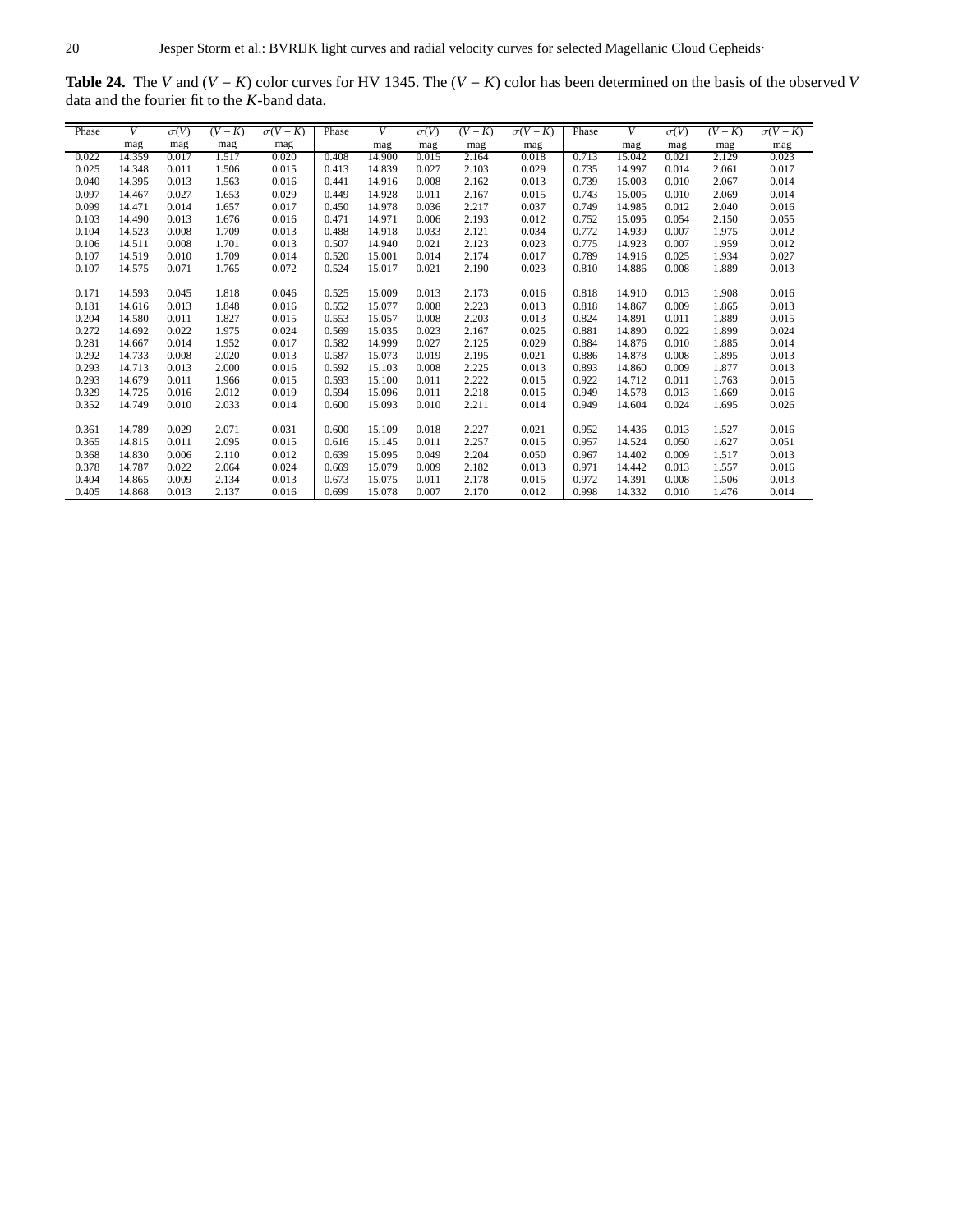**Table 24.** The $V$ and $(V-K)$ color curves for HV 1345. The $(V-K)$ color has been determined on the basis of the observed $V$ data and the fourier fit to the $K$-band data.

| Phase | $V$ | $\sigma(V)$ | $(V-K)$ | $\sigma(V-K)$ | Phase | $V$ | $\sigma(V)$ | $(V-K)$ | $\sigma(V-K)$ | Phase | $V$ | $\sigma(V)$ | $(V-K)$ | $\sigma(V-K)$ |
|---|---|---|---|---|---|---|---|---|---|---|---|---|---|---|
| | mag | mag | mag | mag | | mag | mag | mag | mag | | mag | mag | mag | mag |
| 0.022 | 14.359 | 0.017 | 1.517 | 0.020 | 0.408 | 14.900 | 0.015 | 2.164 | 0.018 | 0.713 | 15.042 | 0.021 | 2.129 | 0.023 |
| 0.025 | 14.348 | 0.011 | 1.506 | 0.015 | 0.413 | 14.839 | 0.027 | 2.103 | 0.029 | 0.735 | 14.997 | 0.014 | 2.061 | 0.017 |
| 0.040 | 14.395 | 0.013 | 1.563 | 0.016 | 0.441 | 14.916 | 0.008 | 2.162 | 0.013 | 0.739 | 15.003 | 0.010 | 2.067 | 0.014 |
| 0.097 | 14.467 | 0.027 | 1.653 | 0.029 | 0.449 | 14.928 | 0.011 | 2.167 | 0.015 | 0.743 | 15.005 | 0.010 | 2.069 | 0.014 |
| 0.099 | 14.471 | 0.014 | 1.657 | 0.017 | 0.450 | 14.978 | 0.036 | 2.217 | 0.037 | 0.749 | 14.985 | 0.012 | 2.040 | 0.016 |
| 0.103 | 14.490 | 0.013 | 1.676 | 0.016 | 0.471 | 14.971 | 0.006 | 2.193 | 0.012 | 0.752 | 15.095 | 0.054 | 2.150 | 0.055 |
| 0.104 | 14.523 | 0.008 | 1.709 | 0.013 | 0.488 | 14.918 | 0.033 | 2.121 | 0.034 | 0.772 | 14.939 | 0.007 | 1.975 | 0.012 |
| 0.106 | 14.511 | 0.008 | 1.701 | 0.013 | 0.507 | 14.940 | 0.021 | 2.123 | 0.023 | 0.775 | 14.923 | 0.007 | 1.959 | 0.012 |
| 0.107 | 14.519 | 0.010 | 1.709 | 0.014 | 0.520 | 15.001 | 0.014 | 2.174 | 0.017 | 0.789 | 14.916 | 0.025 | 1.934 | 0.027 |
| 0.107 | 14.575 | 0.071 | 1.765 | 0.072 | 0.524 | 15.017 | 0.021 | 2.190 | 0.023 | 0.810 | 14.886 | 0.008 | 1.889 | 0.013 |
| 0.171 | 14.593 | 0.045 | 1.818 | 0.046 | 0.525 | 15.009 | 0.013 | 2.173 | 0.016 | 0.818 | 14.910 | 0.013 | 1.908 | 0.016 |
| 0.181 | 14.616 | 0.013 | 1.848 | 0.016 | 0.552 | 15.077 | 0.008 | 2.223 | 0.013 | 0.818 | 14.867 | 0.009 | 1.865 | 0.013 |
| 0.204 | 14.580 | 0.011 | 1.827 | 0.015 | 0.553 | 15.057 | 0.008 | 2.203 | 0.013 | 0.824 | 14.891 | 0.011 | 1.889 | 0.015 |
| 0.272 | 14.692 | 0.022 | 1.975 | 0.024 | 0.569 | 15.035 | 0.023 | 2.167 | 0.025 | 0.881 | 14.890 | 0.022 | 1.899 | 0.024 |
| 0.281 | 14.667 | 0.014 | 1.952 | 0.017 | 0.582 | 14.999 | 0.027 | 2.125 | 0.029 | 0.884 | 14.876 | 0.010 | 1.885 | 0.014 |
| 0.292 | 14.733 | 0.008 | 2.020 | 0.013 | 0.587 | 15.073 | 0.019 | 2.195 | 0.021 | 0.886 | 14.878 | 0.008 | 1.895 | 0.013 |
| 0.293 | 14.713 | 0.013 | 2.000 | 0.016 | 0.592 | 15.103 | 0.008 | 2.225 | 0.013 | 0.893 | 14.860 | 0.009 | 1.877 | 0.013 |
| 0.293 | 14.679 | 0.011 | 1.966 | 0.015 | 0.593 | 15.100 | 0.011 | 2.222 | 0.015 | 0.922 | 14.712 | 0.011 | 1.763 | 0.015 |
| 0.329 | 14.725 | 0.016 | 2.012 | 0.019 | 0.594 | 15.096 | 0.011 | 2.218 | 0.015 | 0.949 | 14.578 | 0.013 | 1.669 | 0.016 |
| 0.352 | 14.749 | 0.010 | 2.033 | 0.014 | 0.600 | 15.093 | 0.010 | 2.211 | 0.014 | 0.949 | 14.604 | 0.024 | 1.695 | 0.026 |
| 0.361 | 14.789 | 0.029 | 2.071 | 0.031 | 0.600 | 15.109 | 0.018 | 2.227 | 0.021 | 0.952 | 14.436 | 0.013 | 1.527 | 0.016 |
| 0.365 | 14.815 | 0.011 | 2.095 | 0.015 | 0.616 | 15.145 | 0.011 | 2.257 | 0.015 | 0.957 | 14.524 | 0.050 | 1.627 | 0.051 |
| 0.368 | 14.830 | 0.006 | 2.110 | 0.012 | 0.639 | 15.095 | 0.049 | 2.204 | 0.050 | 0.967 | 14.402 | 0.009 | 1.517 | 0.013 |
| 0.378 | 14.787 | 0.022 | 2.064 | 0.024 | 0.669 | 15.079 | 0.009 | 2.182 | 0.013 | 0.971 | 14.442 | 0.013 | 1.557 | 0.016 |
| 0.404 | 14.865 | 0.009 | 2.134 | 0.013 | 0.673 | 15.075 | 0.011 | 2.178 | 0.015 | 0.972 | 14.391 | 0.008 | 1.506 | 0.013 |
| 0.405 | 14.868 | 0.013 | 2.137 | 0.016 | 0.699 | 15.078 | 0.007 | 2.170 | 0.012 | 0.998 | 14.332 | 0.010 | 1.476 | 0.014 |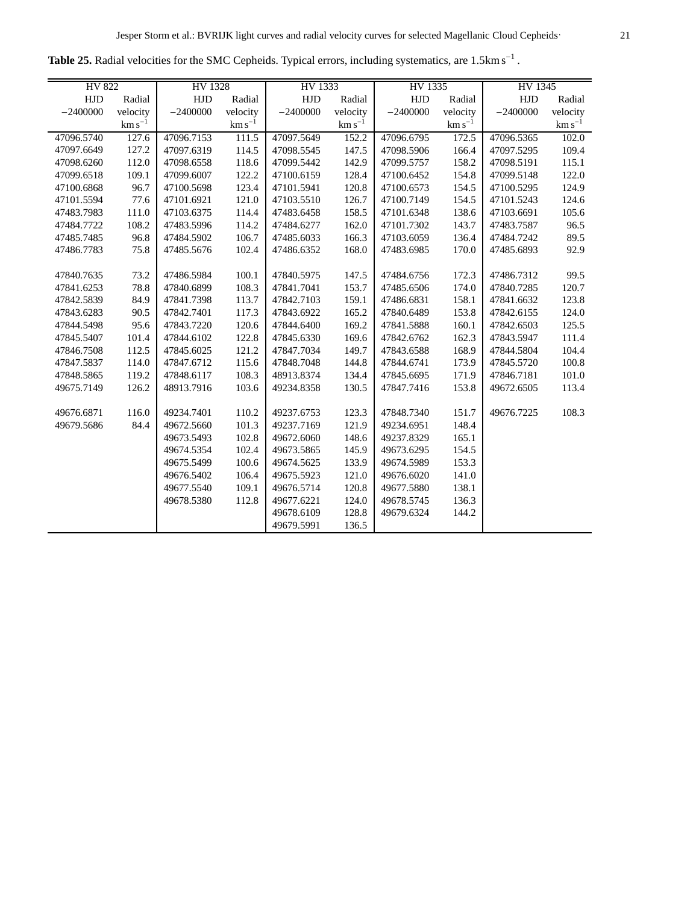**Table 25.** Radial velocities for the SMC Cepheids. Typical errors, including systematics, are 1.5km s$^{-1}$ .

| HV 822 | | HV 1328 | | HV 1333 | | HV 1335 | | HV 1345 | |
|---|---|---|---|---|---|---|---|---|---|
| HJD $-2400000$ | Radial velocity km s$^{-1}$ | HJD $-2400000$ | Radial velocity km s$^{-1}$ | HJD $-2400000$ | Radial velocity km s$^{-1}$ | HJD $-2400000$ | Radial velocity km s$^{-1}$ | HJD $-2400000$ | Radial velocity km s$^{-1}$ |
| 47096.5740 | 127.6 | 47096.7153 | 111.5 | 47097.5649 | 152.2 | 47096.6795 | 172.5 | 47096.5365 | 102.0 |
| 47097.6649 | 127.2 | 47097.6319 | 114.5 | 47098.5545 | 147.5 | 47098.5906 | 166.4 | 47097.5295 | 109.4 |
| 47098.6260 | 112.0 | 47098.6558 | 118.6 | 47099.5442 | 142.9 | 47099.5757 | 158.2 | 47098.5191 | 115.1 |
| 47099.6518 | 109.1 | 47099.6007 | 122.2 | 47100.6159 | 128.4 | 47100.6452 | 154.8 | 47099.5148 | 122.0 |
| 47100.6868 | 96.7 | 47100.5698 | 123.4 | 47101.5941 | 120.8 | 47100.6573 | 154.5 | 47100.5295 | 124.9 |
| 47101.5594 | 77.6 | 47101.6921 | 121.0 | 47103.5510 | 126.7 | 47100.7149 | 154.5 | 47101.5243 | 124.6 |
| 47483.7983 | 111.0 | 47103.6375 | 114.4 | 47483.6458 | 158.5 | 47101.6348 | 138.6 | 47103.6691 | 105.6 |
| 47484.7722 | 108.2 | 47483.5996 | 114.2 | 47484.6277 | 162.0 | 47101.7302 | 143.7 | 47483.7587 | 96.5 |
| 47485.7485 | 96.8 | 47484.5902 | 106.7 | 47485.6033 | 166.3 | 47103.6059 | 136.4 | 47484.7242 | 89.5 |
| 47486.7783 | 75.8 | 47485.5676 | 102.4 | 47486.6352 | 168.0 | 47483.6985 | 170.0 | 47485.6893 | 92.9 |
| 47840.7635 | 73.2 | 47486.5984 | 100.1 | 47840.5975 | 147.5 | 47484.6756 | 172.3 | 47486.7312 | 99.5 |
| 47841.6253 | 78.8 | 47840.6899 | 108.3 | 47841.7041 | 153.7 | 47485.6506 | 174.0 | 47840.7285 | 120.7 |
| 47842.5839 | 84.9 | 47841.7398 | 113.7 | 47842.7103 | 159.1 | 47486.6831 | 158.1 | 47841.6632 | 123.8 |
| 47843.6283 | 90.5 | 47842.7401 | 117.3 | 47843.6922 | 165.2 | 47840.6489 | 153.8 | 47842.6155 | 124.0 |
| 47844.5498 | 95.6 | 47843.7220 | 120.6 | 47844.6400 | 169.2 | 47841.5888 | 160.1 | 47842.6503 | 125.5 |
| 47845.5407 | 101.4 | 47844.6102 | 122.8 | 47845.6330 | 169.6 | 47842.6762 | 162.3 | 47843.5947 | 111.4 |
| 47846.7508 | 112.5 | 47845.6025 | 121.2 | 47847.7034 | 149.7 | 47843.6588 | 168.9 | 47844.5804 | 104.4 |
| 47847.5837 | 114.0 | 47847.6712 | 115.6 | 47848.7048 | 144.8 | 47844.6741 | 173.9 | 47845.5720 | 100.8 |
| 47848.5865 | 119.2 | 47848.6117 | 108.3 | 48913.8374 | 134.4 | 47845.6695 | 171.9 | 47846.7181 | 101.0 |
| 49675.7149 | 126.2 | 48913.7916 | 103.6 | 49234.8358 | 130.5 | 47847.7416 | 153.8 | 49672.6505 | 113.4 |
| 49676.6871 | 116.0 | 49234.7401 | 110.2 | 49237.6753 | 123.3 | 47848.7340 | 151.7 | 49676.7225 | 108.3 |
| 49679.5686 | 84.4 | 49672.5660 | 101.3 | 49237.7169 | 121.9 | 49234.6951 | 148.4 | | |
| | | 49673.5493 | 102.8 | 49672.6060 | 148.6 | 49237.8329 | 165.1 | | |
| | | 49674.5354 | 102.4 | 49673.5865 | 145.9 | 49673.6295 | 154.5 | | |
| | | 49675.5499 | 100.6 | 49674.5625 | 133.9 | 49674.5989 | 153.3 | | |
| | | 49676.5402 | 106.4 | 49675.5923 | 121.0 | 49676.6020 | 141.0 | | |
| | | 49677.5540 | 109.1 | 49676.5714 | 120.8 | 49677.5880 | 138.1 | | |
| | | 49678.5380 | 112.8 | 49677.6221 | 124.0 | 49678.5745 | 136.3 | | |
| | | | | 49678.6109 | 128.8 | 49679.6324 | 144.2 | | |
| | | | | 49679.5991 | 136.5 | | | | |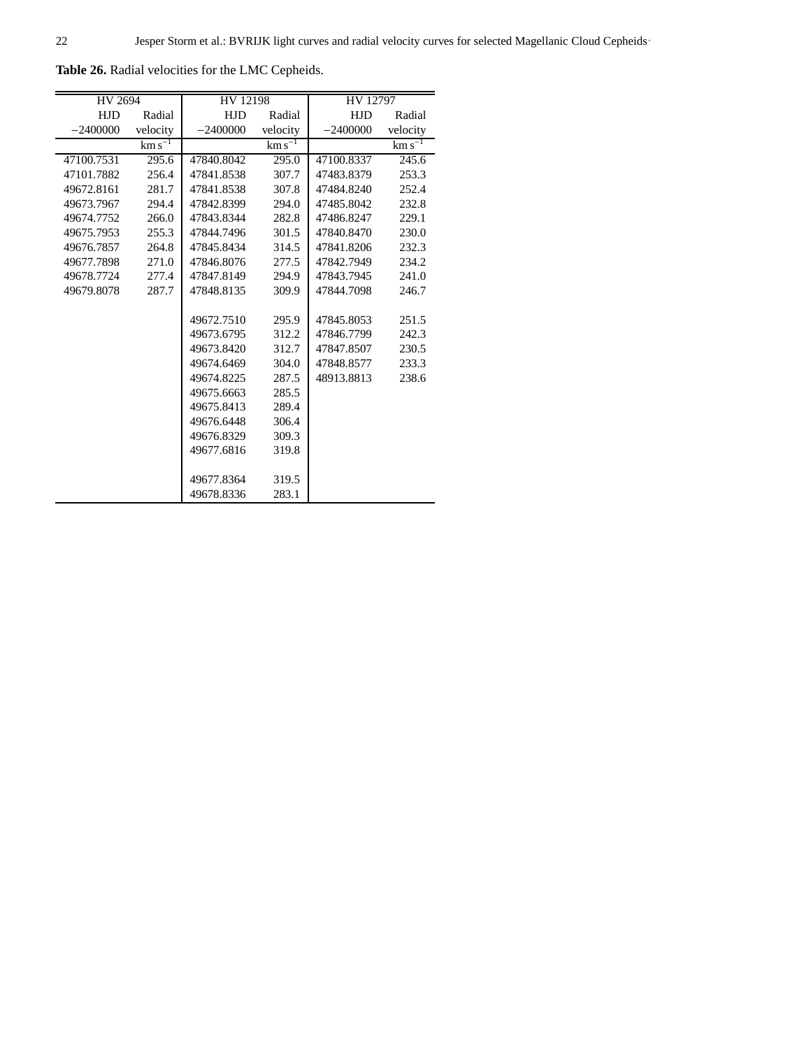**Table 26.** Radial velocities for the LMC Cepheids.

| HV 2694 | | HV 12198 | | HV 12797 | |
|---|---|---|---|---|---|
| HJD | Radial | HJD | Radial | HJD | Radial |
| −2400000 | velocity | −2400000 | velocity | −2400000 | velocity |
| | $\mathrm{km\,s^{-1}}$ | | $\mathrm{km\,s^{-1}}$ | | $\mathrm{km\,s^{-1}}$ |
| 47100.7531 | 295.6 | 47840.8042 | 295.0 | 47100.8337 | 245.6 |
| 47101.7882 | 256.4 | 47841.8538 | 307.7 | 47483.8379 | 253.3 |
| 49672.8161 | 281.7 | 47841.8538 | 307.8 | 47484.8240 | 252.4 |
| 49673.7967 | 294.4 | 47842.8399 | 294.0 | 47485.8042 | 232.8 |
| 49674.7752 | 266.0 | 47843.8344 | 282.8 | 47486.8247 | 229.1 |
| 49675.7953 | 255.3 | 47844.7496 | 301.5 | 47840.8470 | 230.0 |
| 49676.7857 | 264.8 | 47845.8434 | 314.5 | 47841.8206 | 232.3 |
| 49677.7898 | 271.0 | 47846.8076 | 277.5 | 47842.7949 | 234.2 |
| 49678.7724 | 277.4 | 47847.8149 | 294.9 | 47843.7945 | 241.0 |
| 49679.8078 | 287.7 | 47848.8135 | 309.9 | 47844.7098 | 246.7 |
| | | 49672.7510 | 295.9 | 47845.8053 | 251.5 |
| | | 49673.6795 | 312.2 | 47846.7799 | 242.3 |
| | | 49673.8420 | 312.7 | 47847.8507 | 230.5 |
| | | 49674.6469 | 304.0 | 47848.8577 | 233.3 |
| | | 49674.8225 | 287.5 | 48913.8813 | 238.6 |
| | | 49675.6663 | 285.5 | | |
| | | 49675.8413 | 289.4 | | |
| | | 49676.6448 | 306.4 | | |
| | | 49676.8329 | 309.3 | | |
| | | 49677.6816 | 319.8 | | |
| | | 49677.8364 | 319.5 | | |
| | | 49678.8336 | 283.1 | | |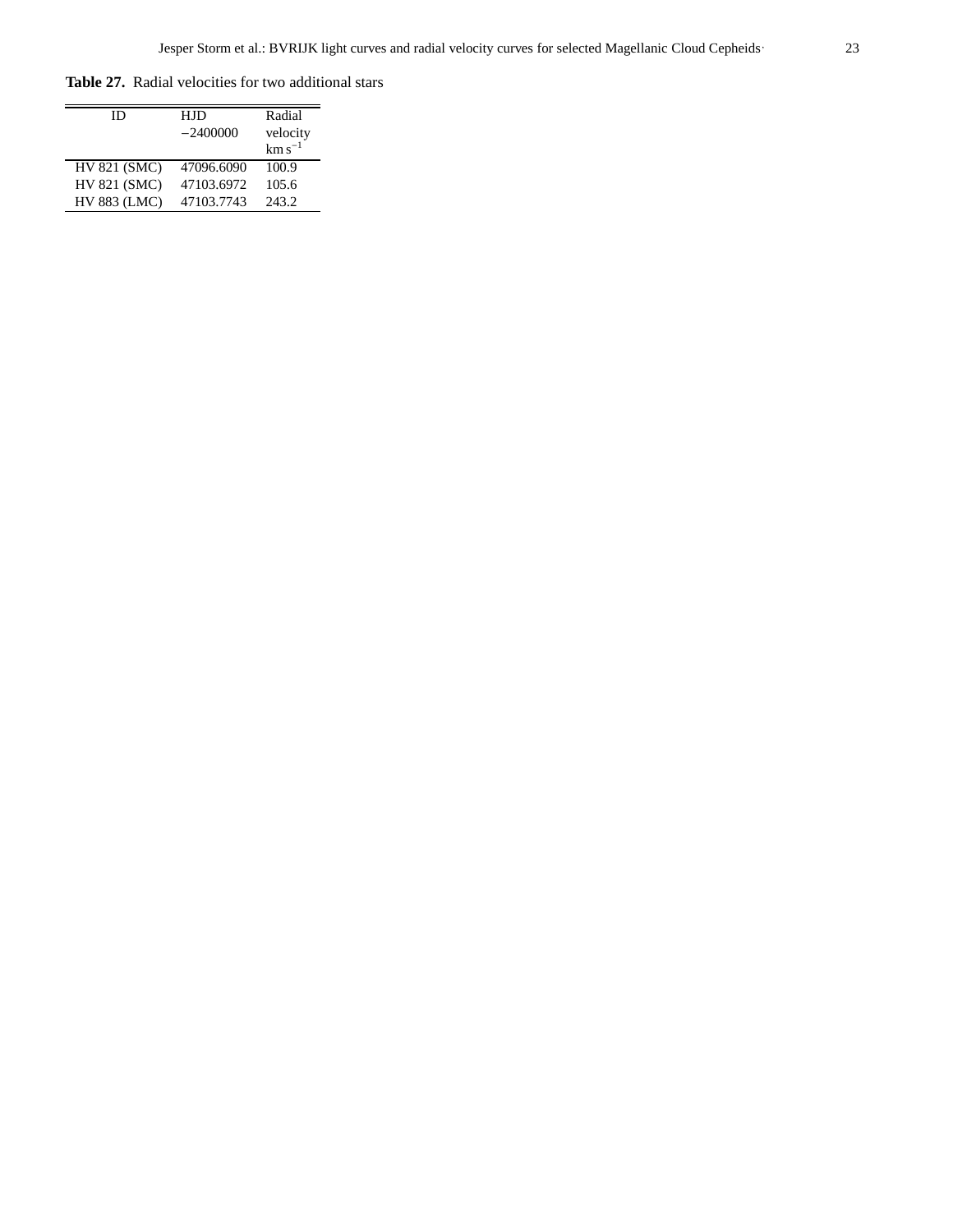**Table 27.** Radial velocities for two additional stars

| ID | HJD $-2400000$ | Radial velocity $\mathrm{km\,s^{-1}}$ |
|---|---|---|
| HV 821 (SMC) | 47096.6090 | 100.9 |
| HV 821 (SMC) | 47103.6972 | 105.6 |
| HV 883 (LMC) | 47103.7743 | 243.2 |